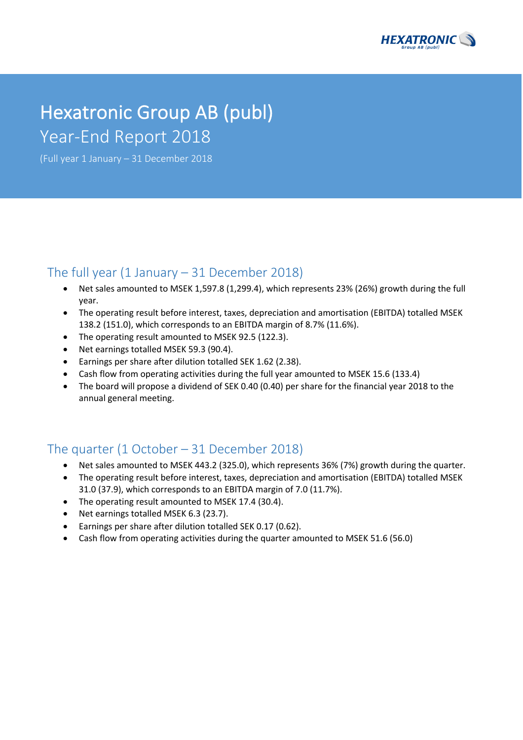# Hexatronic Group AB (publ)

## Year-End Report 2018

(Full year 1 January – 31 December 2018

## The full year (1 January – 31 December 2018)

- Net sales amounted to MSEK 1,597.8 (1,299.4), which represents 23% (26%) growth during the full year.
- The operating result before interest, taxes, depreciation and amortisation (EBITDA) totalled MSEK 138.2 (151.0), which corresponds to an EBITDA margin of 8.7% (11.6%).
- The operating result amounted to MSEK 92.5 (122.3).
- Net earnings totalled MSEK 59.3 (90.4).
- Earnings per share after dilution totalled SEK 1.62 (2.38).
- Cash flow from operating activities during the full year amounted to MSEK 15.6 (133.4)
- The board will propose a dividend of SEK 0.40 (0.40) per share for the financial year 2018 to the annual general meeting.

## The quarter (1 October – 31 December 2018)

- Net sales amounted to MSEK 443.2 (325.0), which represents 36% (7%) growth during the quarter.
- The operating result before interest, taxes, depreciation and amortisation (EBITDA) totalled MSEK 31.0 (37.9), which corresponds to an EBITDA margin of 7.0 (11.7%).
- The operating result amounted to MSEK 17.4 (30.4).
- Net earnings totalled MSEK 6.3 (23.7).
- Earnings per share after dilution totalled SEK 0.17 (0.62).
- Cash flow from operating activities during the quarter amounted to MSEK 51.6 (56.0)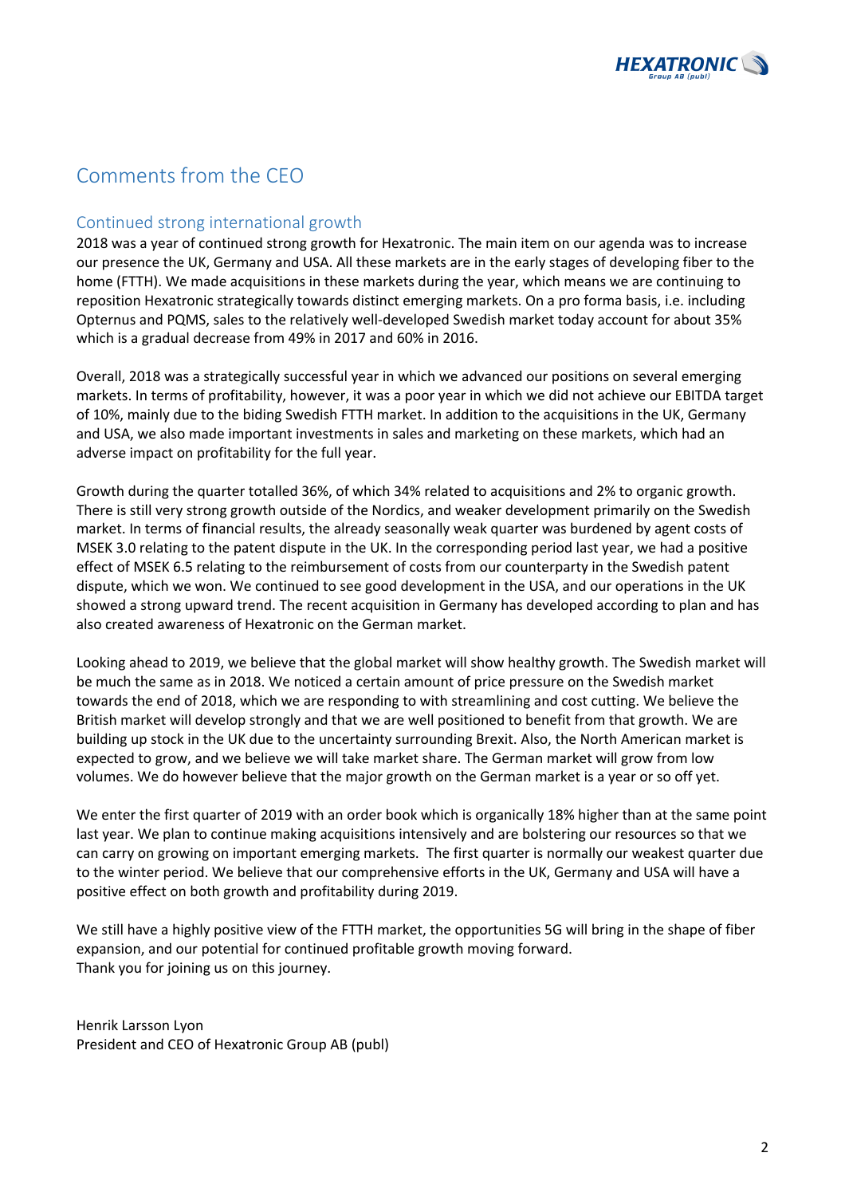# Comments from the CEO

## Continued strong international growth

2018 was a year of continued strong growth for Hexatronic. The main item on our agenda was to increase our presence the UK, Germany and USA. All these markets are in the early stages of developing fiber to the home (FTTH). We made acquisitions in these markets during the year, which means we are continuing to reposition Hexatronic strategically towards distinct emerging markets. On a pro forma basis, i.e. including Opternus and PQMS, sales to the relatively well-developed Swedish market today account for about 35% which is a gradual decrease from 49% in 2017 and 60% in 2016.

Overall, 2018 was a strategically successful year in which we advanced our positions on several emerging markets. In terms of profitability, however, it was a poor year in which we did not achieve our EBITDA target of 10%, mainly due to the biding Swedish FTTH market. In addition to the acquisitions in the UK, Germany and USA, we also made important investments in sales and marketing on these markets, which had an adverse impact on profitability for the full year.

Growth during the quarter totalled 36%, of which 34% related to acquisitions and 2% to organic growth. There is still very strong growth outside of the Nordics, and weaker development primarily on the Swedish market. In terms of financial results, the already seasonally weak quarter was burdened by agent costs of MSEK 3.0 relating to the patent dispute in the UK. In the corresponding period last year, we had a positive effect of MSEK 6.5 relating to the reimbursement of costs from our counterparty in the Swedish patent dispute, which we won. We continued to see good development in the USA, and our operations in the UK showed a strong upward trend. The recent acquisition in Germany has developed according to plan and has also created awareness of Hexatronic on the German market.

Looking ahead to 2019, we believe that the global market will show healthy growth. The Swedish market will be much the same as in 2018. We noticed a certain amount of price pressure on the Swedish market towards the end of 2018, which we are responding to with streamlining and cost cutting. We believe the British market will develop strongly and that we are well positioned to benefit from that growth. We are building up stock in the UK due to the uncertainty surrounding Brexit. Also, the North American market is expected to grow, and we believe we will take market share. The German market will grow from low volumes. We do however believe that the major growth on the German market is a year or so off yet.

We enter the first quarter of 2019 with an order book which is organically 18% higher than at the same point last year. We plan to continue making acquisitions intensively and are bolstering our resources so that we can carry on growing on important emerging markets. The first quarter is normally our weakest quarter due to the winter period. We believe that our comprehensive efforts in the UK, Germany and USA will have a positive effect on both growth and profitability during 2019.

We still have a highly positive view of the FTTH market, the opportunities 5G will bring in the shape of fiber expansion, and our potential for continued profitable growth moving forward.
Thank you for joining us on this journey.

Henrik Larsson Lyon
President and CEO of Hexatronic Group AB (publ)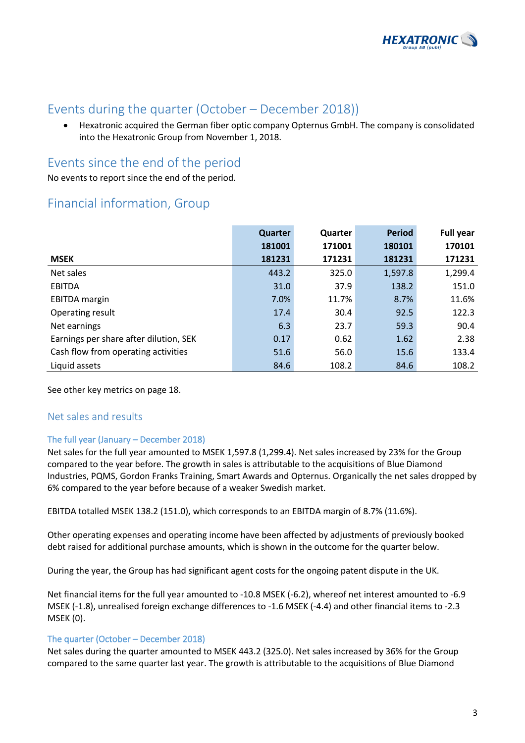## Events during the quarter (October – December 2018))

- Hexatronic acquired the German fiber optic company Opternus GmbH. The company is consolidated into the Hexatronic Group from November 1, 2018.

## Events since the end of the period

No events to report since the end of the period.

## Financial information, Group

| MSEK | Quarter 181001 181231 | Quarter 171001 171231 | Period 180101 181231 | Full year 170101 171231 |
|---|---|---|---|---|
| Net sales | 443.2 | 325.0 | 1,597.8 | 1,299.4 |
| EBITDA | 31.0 | 37.9 | 138.2 | 151.0 |
| EBITDA margin | 7.0% | 11.7% | 8.7% | 11.6% |
| Operating result | 17.4 | 30.4 | 92.5 | 122.3 |
| Net earnings | 6.3 | 23.7 | 59.3 | 90.4 |
| Earnings per share after dilution, SEK | 0.17 | 0.62 | 1.62 | 2.38 |
| Cash flow from operating activities | 51.6 | 56.0 | 15.6 | 133.4 |
| Liquid assets | 84.6 | 108.2 | 84.6 | 108.2 |

See other key metrics on page 18.

### Net sales and results

#### The full year (January – December 2018)

Net sales for the full year amounted to MSEK 1,597.8 (1,299.4). Net sales increased by 23% for the Group compared to the year before. The growth in sales is attributable to the acquisitions of Blue Diamond Industries, PQMS, Gordon Franks Training, Smart Awards and Opternus. Organically the net sales dropped by 6% compared to the year before because of a weaker Swedish market.

EBITDA totalled MSEK 138.2 (151.0), which corresponds to an EBITDA margin of 8.7% (11.6%).

Other operating expenses and operating income have been affected by adjustments of previously booked debt raised for additional purchase amounts, which is shown in the outcome for the quarter below.

During the year, the Group has had significant agent costs for the ongoing patent dispute in the UK.

Net financial items for the full year amounted to -10.8 MSEK (-6.2), whereof net interest amounted to -6.9 MSEK (-1.8), unrealised foreign exchange differences to -1.6 MSEK (-4.4) and other financial items to -2.3 MSEK (0).

#### The quarter (October – December 2018)

Net sales during the quarter amounted to MSEK 443.2 (325.0). Net sales increased by 36% for the Group compared to the same quarter last year. The growth is attributable to the acquisitions of Blue Diamond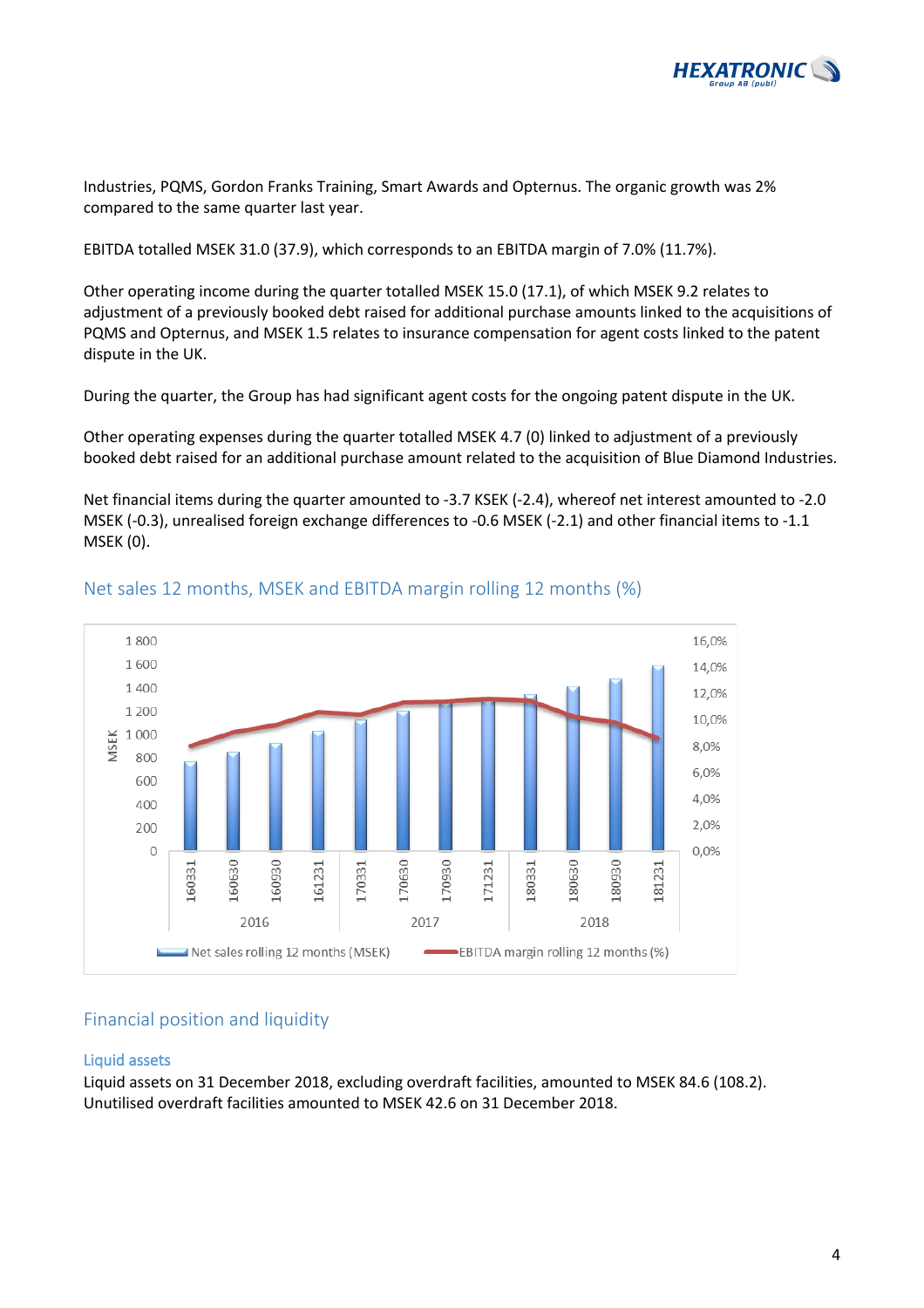Industries, PQMS, Gordon Franks Training, Smart Awards and Opternus. The organic growth was 2% compared to the same quarter last year.

EBITDA totalled MSEK 31.0 (37.9), which corresponds to an EBITDA margin of 7.0% (11.7%).

Other operating income during the quarter totalled MSEK 15.0 (17.1), of which MSEK 9.2 relates to adjustment of a previously booked debt raised for additional purchase amounts linked to the acquisitions of PQMS and Opternus, and MSEK 1.5 relates to insurance compensation for agent costs linked to the patent dispute in the UK.

During the quarter, the Group has had significant agent costs for the ongoing patent dispute in the UK.

Other operating expenses during the quarter totalled MSEK 4.7 (0) linked to adjustment of a previously booked debt raised for an additional purchase amount related to the acquisition of Blue Diamond Industries.

Net financial items during the quarter amounted to -3.7 KSEK (-2.4), whereof net interest amounted to -2.0 MSEK (-0.3), unrealised foreign exchange differences to -0.6 MSEK (-2.1) and other financial items to -1.1 MSEK (0).

## Net sales 12 months, MSEK and EBITDA margin rolling 12 months (%)

## Financial position and liquidity

### Liquid assets

Liquid assets on 31 December 2018, excluding overdraft facilities, amounted to MSEK 84.6 (108.2). Unutilised overdraft facilities amounted to MSEK 42.6 on 31 December 2018.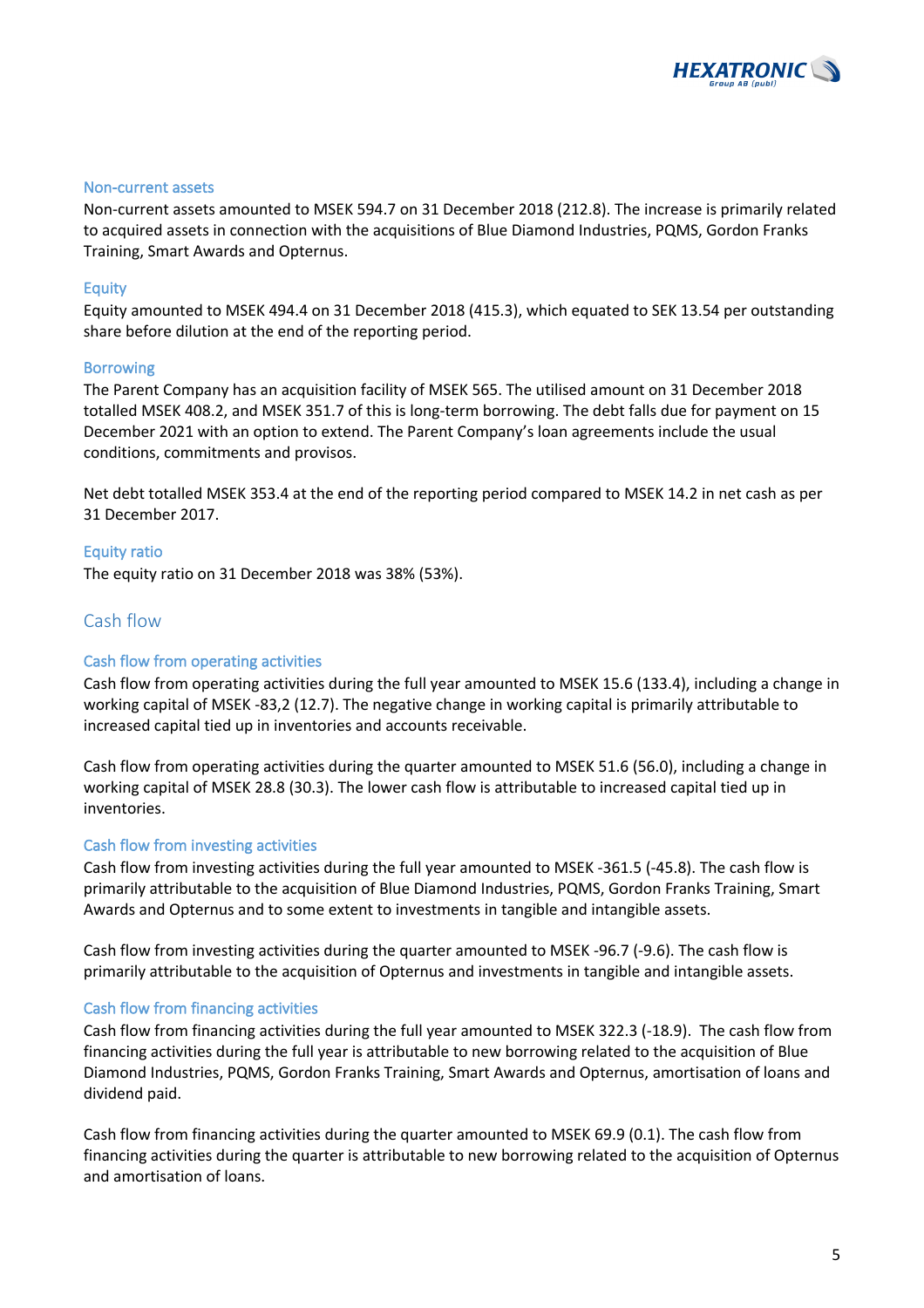### Non-current assets

Non-current assets amounted to MSEK 594.7 on 31 December 2018 (212.8). The increase is primarily related to acquired assets in connection with the acquisitions of Blue Diamond Industries, PQMS, Gordon Franks Training, Smart Awards and Opternus.

### Equity

Equity amounted to MSEK 494.4 on 31 December 2018 (415.3), which equated to SEK 13.54 per outstanding share before dilution at the end of the reporting period.

### Borrowing

The Parent Company has an acquisition facility of MSEK 565. The utilised amount on 31 December 2018 totalled MSEK 408.2, and MSEK 351.7 of this is long-term borrowing. The debt falls due for payment on 15 December 2021 with an option to extend. The Parent Company's loan agreements include the usual conditions, commitments and provisos.

Net debt totalled MSEK 353.4 at the end of the reporting period compared to MSEK 14.2 in net cash as per 31 December 2017.

### Equity ratio

The equity ratio on 31 December 2018 was 38% (53%).

## Cash flow

### Cash flow from operating activities

Cash flow from operating activities during the full year amounted to MSEK 15.6 (133.4), including a change in working capital of MSEK -83,2 (12.7). The negative change in working capital is primarily attributable to increased capital tied up in inventories and accounts receivable.

Cash flow from operating activities during the quarter amounted to MSEK 51.6 (56.0), including a change in working capital of MSEK 28.8 (30.3). The lower cash flow is attributable to increased capital tied up in inventories.

### Cash flow from investing activities

Cash flow from investing activities during the full year amounted to MSEK -361.5 (-45.8). The cash flow is primarily attributable to the acquisition of Blue Diamond Industries, PQMS, Gordon Franks Training, Smart Awards and Opternus and to some extent to investments in tangible and intangible assets.

Cash flow from investing activities during the quarter amounted to MSEK -96.7 (-9.6). The cash flow is primarily attributable to the acquisition of Opternus and investments in tangible and intangible assets.

### Cash flow from financing activities

Cash flow from financing activities during the full year amounted to MSEK 322.3 (-18.9). The cash flow from financing activities during the full year is attributable to new borrowing related to the acquisition of Blue Diamond Industries, PQMS, Gordon Franks Training, Smart Awards and Opternus, amortisation of loans and dividend paid.

Cash flow from financing activities during the quarter amounted to MSEK 69.9 (0.1). The cash flow from financing activities during the quarter is attributable to new borrowing related to the acquisition of Opternus and amortisation of loans.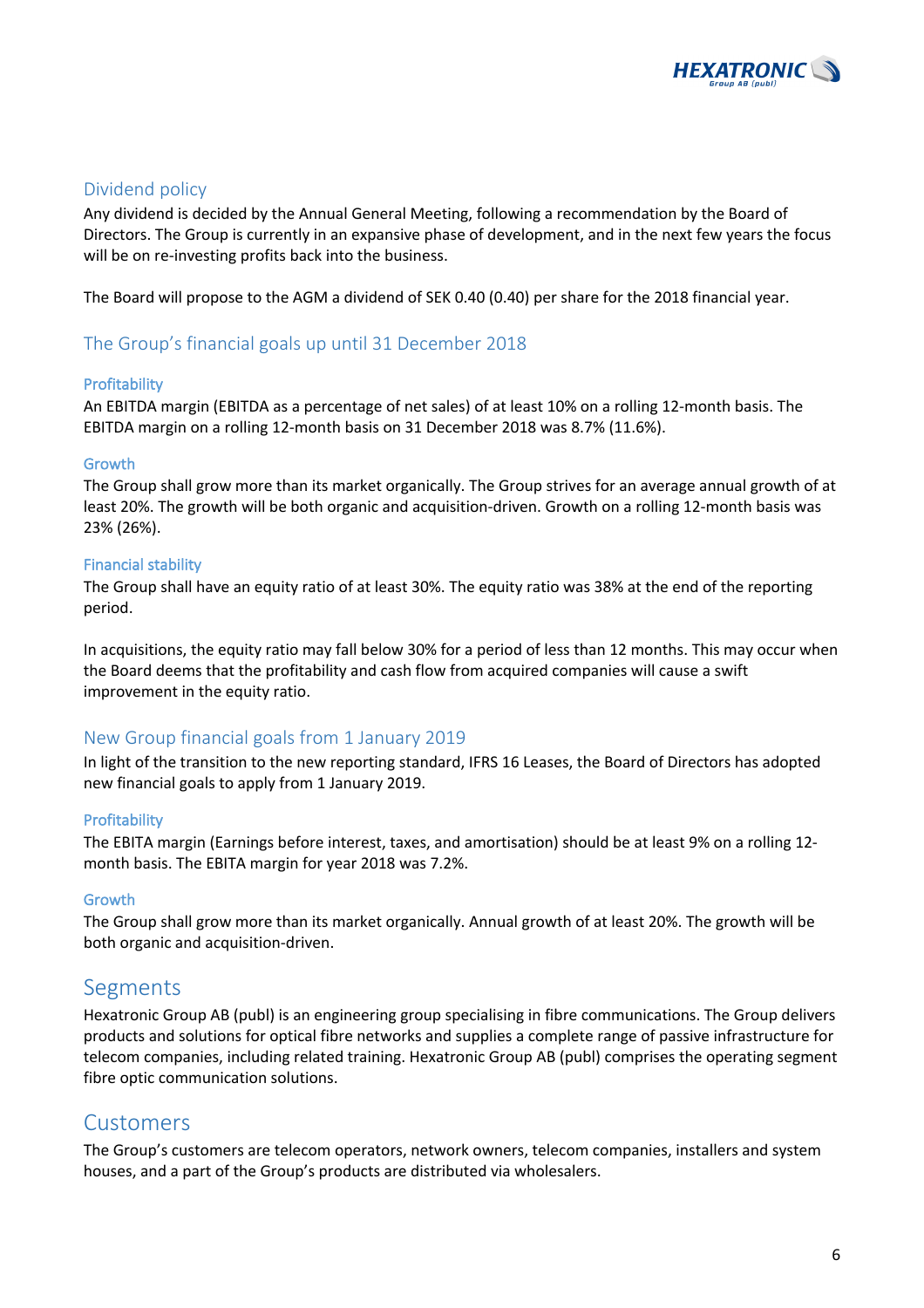## Dividend policy

Any dividend is decided by the Annual General Meeting, following a recommendation by the Board of Directors. The Group is currently in an expansive phase of development, and in the next few years the focus will be on re-investing profits back into the business.

The Board will propose to the AGM a dividend of SEK 0.40 (0.40) per share for the 2018 financial year.

## The Group's financial goals up until 31 December 2018

### Profitability

An EBITDA margin (EBITDA as a percentage of net sales) of at least 10% on a rolling 12-month basis. The EBITDA margin on a rolling 12-month basis on 31 December 2018 was 8.7% (11.6%).

### Growth

The Group shall grow more than its market organically. The Group strives for an average annual growth of at least 20%. The growth will be both organic and acquisition-driven. Growth on a rolling 12-month basis was 23% (26%).

### Financial stability

The Group shall have an equity ratio of at least 30%. The equity ratio was 38% at the end of the reporting period.

In acquisitions, the equity ratio may fall below 30% for a period of less than 12 months. This may occur when the Board deems that the profitability and cash flow from acquired companies will cause a swift improvement in the equity ratio.

## New Group financial goals from 1 January 2019

In light of the transition to the new reporting standard, IFRS 16 Leases, the Board of Directors has adopted new financial goals to apply from 1 January 2019.

### Profitability

The EBITA margin (Earnings before interest, taxes, and amortisation) should be at least 9% on a rolling 12-month basis. The EBITA margin for year 2018 was 7.2%.

### Growth

The Group shall grow more than its market organically. Annual growth of at least 20%. The growth will be both organic and acquisition-driven.

# Segments

Hexatronic Group AB (publ) is an engineering group specialising in fibre communications. The Group delivers products and solutions for optical fibre networks and supplies a complete range of passive infrastructure for telecom companies, including related training. Hexatronic Group AB (publ) comprises the operating segment fibre optic communication solutions.

# Customers

The Group's customers are telecom operators, network owners, telecom companies, installers and system houses, and a part of the Group's products are distributed via wholesalers.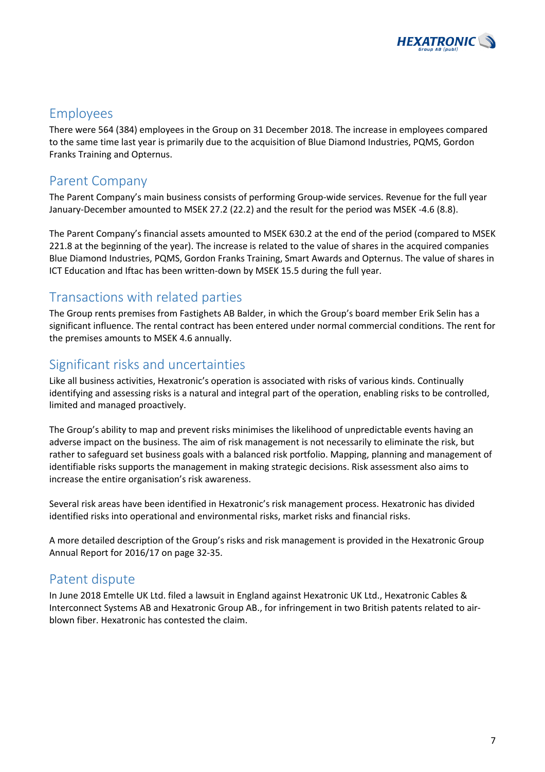## Employees

There were 564 (384) employees in the Group on 31 December 2018. The increase in employees compared to the same time last year is primarily due to the acquisition of Blue Diamond Industries, PQMS, Gordon Franks Training and Opternus.

## Parent Company

The Parent Company's main business consists of performing Group-wide services. Revenue for the full year January-December amounted to MSEK 27.2 (22.2) and the result for the period was MSEK -4.6 (8.8).

The Parent Company's financial assets amounted to MSEK 630.2 at the end of the period (compared to MSEK 221.8 at the beginning of the year). The increase is related to the value of shares in the acquired companies Blue Diamond Industries, PQMS, Gordon Franks Training, Smart Awards and Opternus. The value of shares in ICT Education and Iftac has been written-down by MSEK 15.5 during the full year.

## Transactions with related parties

The Group rents premises from Fastighets AB Balder, in which the Group's board member Erik Selin has a significant influence. The rental contract has been entered under normal commercial conditions. The rent for the premises amounts to MSEK 4.6 annually.

## Significant risks and uncertainties

Like all business activities, Hexatronic's operation is associated with risks of various kinds. Continually identifying and assessing risks is a natural and integral part of the operation, enabling risks to be controlled, limited and managed proactively.

The Group's ability to map and prevent risks minimises the likelihood of unpredictable events having an adverse impact on the business. The aim of risk management is not necessarily to eliminate the risk, but rather to safeguard set business goals with a balanced risk portfolio. Mapping, planning and management of identifiable risks supports the management in making strategic decisions. Risk assessment also aims to increase the entire organisation's risk awareness.

Several risk areas have been identified in Hexatronic's risk management process. Hexatronic has divided identified risks into operational and environmental risks, market risks and financial risks.

A more detailed description of the Group's risks and risk management is provided in the Hexatronic Group Annual Report for 2016/17 on page 32-35.

## Patent dispute

In June 2018 Emtelle UK Ltd. filed a lawsuit in England against Hexatronic UK Ltd., Hexatronic Cables & Interconnect Systems AB and Hexatronic Group AB., for infringement in two British patents related to air-blown fiber. Hexatronic has contested the claim.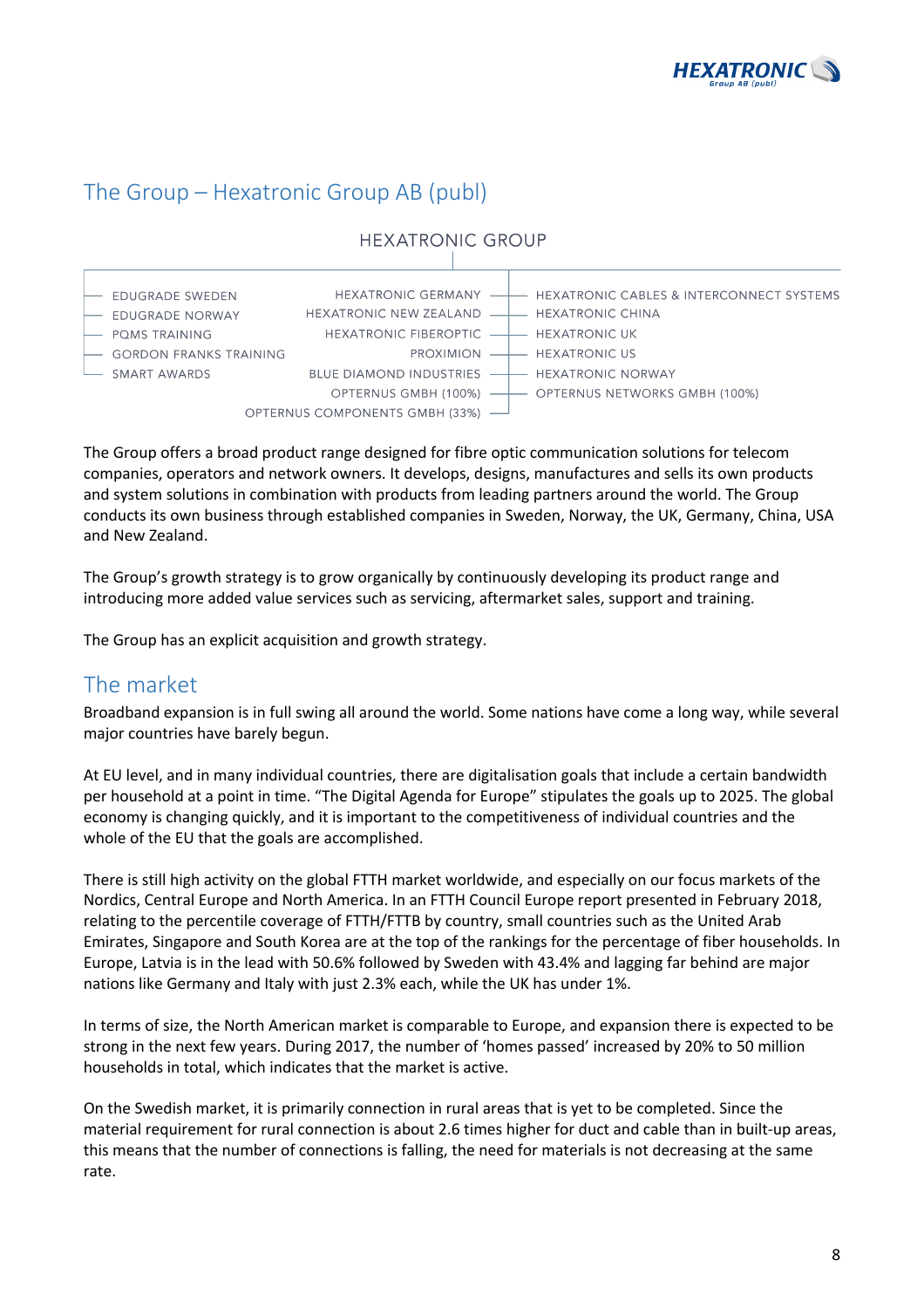## The Group – Hexatronic Group AB (publ)

HEXATRONIC GROUP

- EDUGRADE SWEDEN
- EDUGRADE NORWAY
- PQMS TRAINING
- GORDON FRANKS TRAINING
- SMART AWARDS
- HEXATRONIC GERMANY
- HEXATRONIC NEW ZEALAND
- HEXATRONIC FIBEROPTIC
- PROXIMION
- BLUE DIAMOND INDUSTRIES
- OPTERNUS GMBH (100%)
- OPTERNUS COMPONENTS GMBH (33%)
- HEXATRONIC CABLES & INTERCONNECT SYSTEMS
- HEXATRONIC CHINA
- HEXATRONIC UK
- HEXATRONIC US
- HEXATRONIC NORWAY
- OPTERNUS NETWORKS GMBH (100%)

The Group offers a broad product range designed for fibre optic communication solutions for telecom companies, operators and network owners. It develops, designs, manufactures and sells its own products and system solutions in combination with products from leading partners around the world. The Group conducts its own business through established companies in Sweden, Norway, the UK, Germany, China, USA and New Zealand.

The Group's growth strategy is to grow organically by continuously developing its product range and introducing more added value services such as servicing, aftermarket sales, support and training.

The Group has an explicit acquisition and growth strategy.

## The market

Broadband expansion is in full swing all around the world. Some nations have come a long way, while several major countries have barely begun.

At EU level, and in many individual countries, there are digitalisation goals that include a certain bandwidth per household at a point in time. "The Digital Agenda for Europe" stipulates the goals up to 2025. The global economy is changing quickly, and it is important to the competitiveness of individual countries and the whole of the EU that the goals are accomplished.

There is still high activity on the global FTTH market worldwide, and especially on our focus markets of the Nordics, Central Europe and North America. In an FTTH Council Europe report presented in February 2018, relating to the percentile coverage of FTTH/FTTB by country, small countries such as the United Arab Emirates, Singapore and South Korea are at the top of the rankings for the percentage of fiber households. In Europe, Latvia is in the lead with 50.6% followed by Sweden with 43.4% and lagging far behind are major nations like Germany and Italy with just 2.3% each, while the UK has under 1%.

In terms of size, the North American market is comparable to Europe, and expansion there is expected to be strong in the next few years. During 2017, the number of 'homes passed' increased by 20% to 50 million households in total, which indicates that the market is active.

On the Swedish market, it is primarily connection in rural areas that is yet to be completed. Since the material requirement for rural connection is about 2.6 times higher for duct and cable than in built-up areas, this means that the number of connections is falling, the need for materials is not decreasing at the same rate.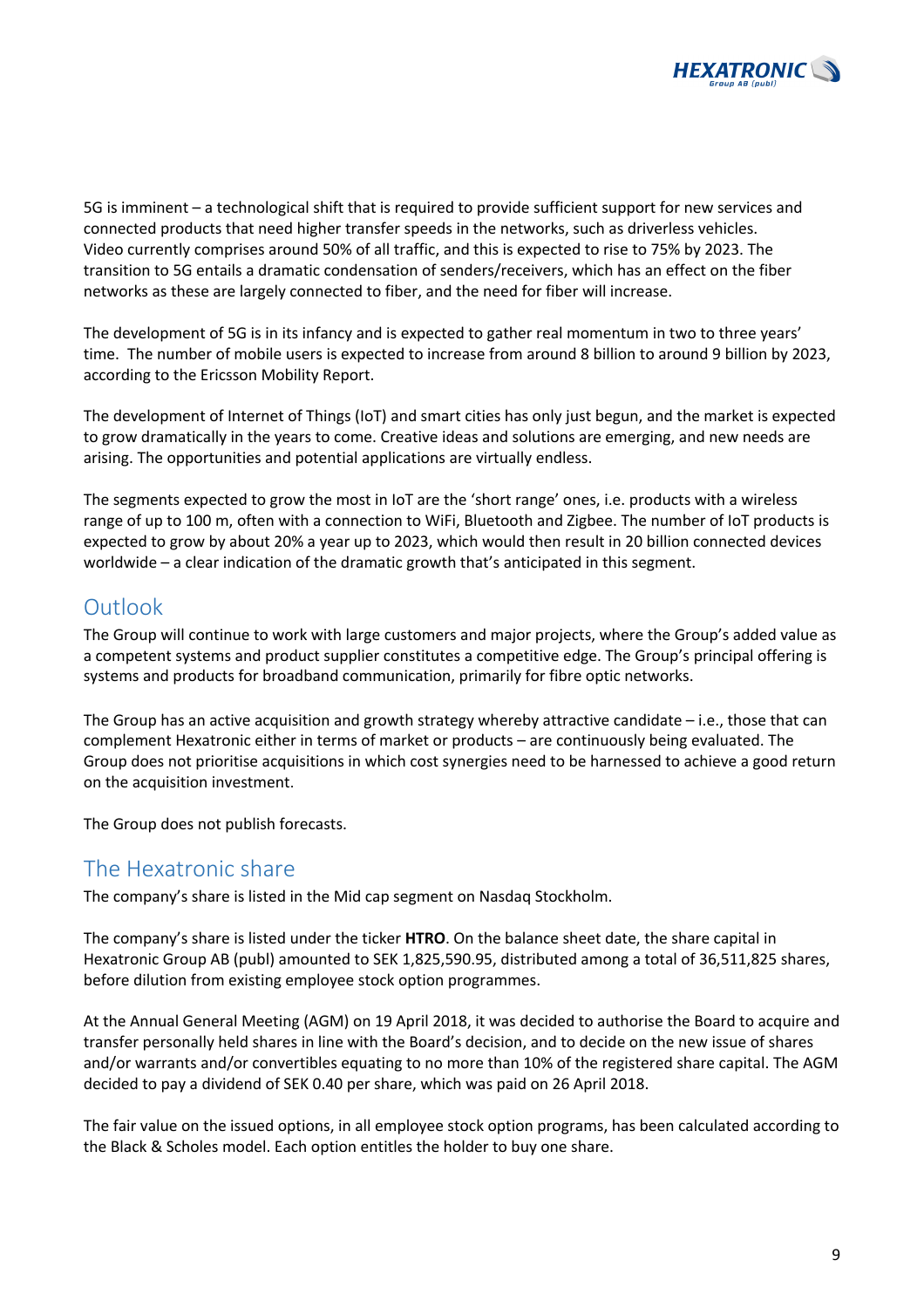5G is imminent – a technological shift that is required to provide sufficient support for new services and connected products that need higher transfer speeds in the networks, such as driverless vehicles. Video currently comprises around 50% of all traffic, and this is expected to rise to 75% by 2023. The transition to 5G entails a dramatic condensation of senders/receivers, which has an effect on the fiber networks as these are largely connected to fiber, and the need for fiber will increase.

The development of 5G is in its infancy and is expected to gather real momentum in two to three years' time. The number of mobile users is expected to increase from around 8 billion to around 9 billion by 2023, according to the Ericsson Mobility Report.

The development of Internet of Things (IoT) and smart cities has only just begun, and the market is expected to grow dramatically in the years to come. Creative ideas and solutions are emerging, and new needs are arising. The opportunities and potential applications are virtually endless.

The segments expected to grow the most in IoT are the 'short range' ones, i.e. products with a wireless range of up to 100 m, often with a connection to WiFi, Bluetooth and Zigbee. The number of IoT products is expected to grow by about 20% a year up to 2023, which would then result in 20 billion connected devices worldwide – a clear indication of the dramatic growth that's anticipated in this segment.

## Outlook

The Group will continue to work with large customers and major projects, where the Group's added value as a competent systems and product supplier constitutes a competitive edge. The Group's principal offering is systems and products for broadband communication, primarily for fibre optic networks.

The Group has an active acquisition and growth strategy whereby attractive candidate – i.e., those that can complement Hexatronic either in terms of market or products – are continuously being evaluated. The Group does not prioritise acquisitions in which cost synergies need to be harnessed to achieve a good return on the acquisition investment.

The Group does not publish forecasts.

## The Hexatronic share

The company's share is listed in the Mid cap segment on Nasdaq Stockholm.

The company's share is listed under the ticker **HTRO**. On the balance sheet date, the share capital in Hexatronic Group AB (publ) amounted to SEK 1,825,590.95, distributed among a total of 36,511,825 shares, before dilution from existing employee stock option programmes.

At the Annual General Meeting (AGM) on 19 April 2018, it was decided to authorise the Board to acquire and transfer personally held shares in line with the Board's decision, and to decide on the new issue of shares and/or warrants and/or convertibles equating to no more than 10% of the registered share capital. The AGM decided to pay a dividend of SEK 0.40 per share, which was paid on 26 April 2018.

The fair value on the issued options, in all employee stock option programs, has been calculated according to the Black & Scholes model. Each option entitles the holder to buy one share.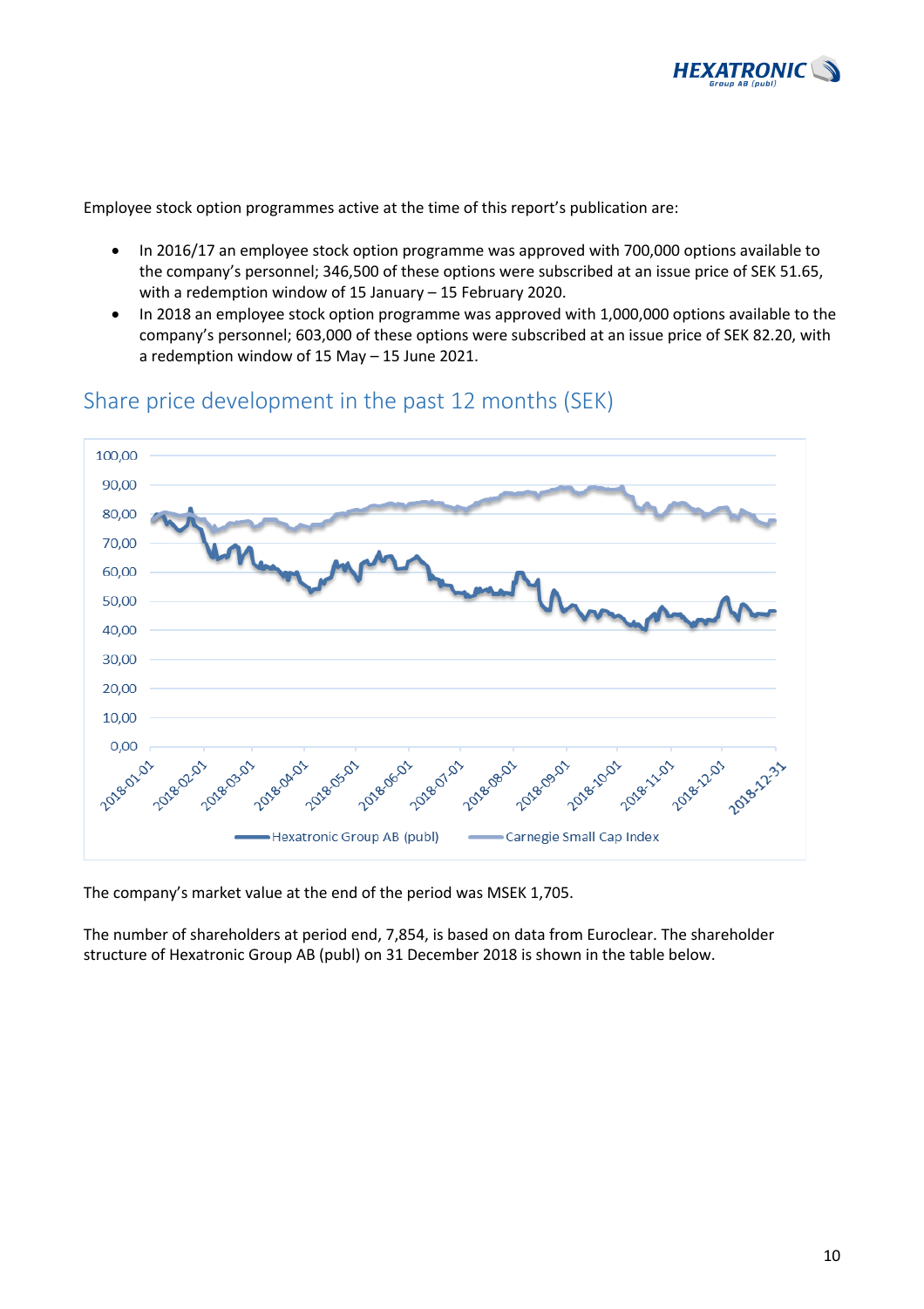Employee stock option programmes active at the time of this report's publication are:

- In 2016/17 an employee stock option programme was approved with 700,000 options available to the company's personnel; 346,500 of these options were subscribed at an issue price of SEK 51.65, with a redemption window of 15 January – 15 February 2020.
- In 2018 an employee stock option programme was approved with 1,000,000 options available to the company's personnel; 603,000 of these options were subscribed at an issue price of SEK 82.20, with a redemption window of 15 May – 15 June 2021.

## Share price development in the past 12 months (SEK)

The company's market value at the end of the period was MSEK 1,705.

The number of shareholders at period end, 7,854, is based on data from Euroclear. The shareholder structure of Hexatronic Group AB (publ) on 31 December 2018 is shown in the table below.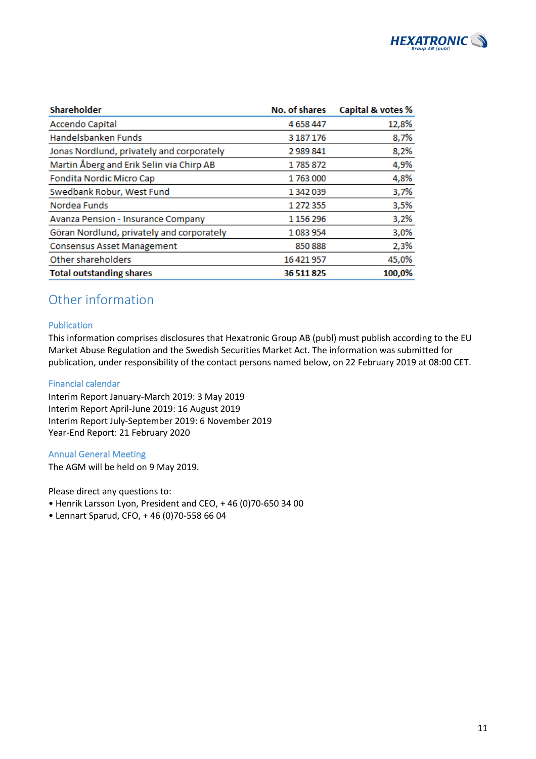| Shareholder | No. of shares | Capital & votes % |
|---|---|---|
| Accendo Capital | 4 658 447 | 12,8% |
| Handelsbanken Funds | 3 187 176 | 8,7% |
| Jonas Nordlund, privately and corporately | 2 989 841 | 8,2% |
| Martin Åberg and Erik Selin via Chirp AB | 1 785 872 | 4,9% |
| Fondita Nordic Micro Cap | 1 763 000 | 4,8% |
| Swedbank Robur, West Fund | 1 342 039 | 3,7% |
| Nordea Funds | 1 272 355 | 3,5% |
| Avanza Pension - Insurance Company | 1 156 296 | 3,2% |
| Göran Nordlund, privately and corporately | 1 083 954 | 3,0% |
| Consensus Asset Management | 850 888 | 2,3% |
| Other shareholders | 16 421 957 | 45,0% |
| **Total outstanding shares** | **36 511 825** | **100,0%** |

# Other information

## Publication

This information comprises disclosures that Hexatronic Group AB (publ) must publish according to the EU Market Abuse Regulation and the Swedish Securities Market Act. The information was submitted for publication, under responsibility of the contact persons named below, on 22 February 2019 at 08:00 CET.

## Financial calendar

Interim Report January-March 2019: 3 May 2019
Interim Report April-June 2019: 16 August 2019
Interim Report July-September 2019: 6 November 2019
Year-End Report: 21 February 2020

## Annual General Meeting

The AGM will be held on 9 May 2019.

Please direct any questions to:

- Henrik Larsson Lyon, President and CEO, + 46 (0)70-650 34 00
- Lennart Sparud, CFO, + 46 (0)70-558 66 04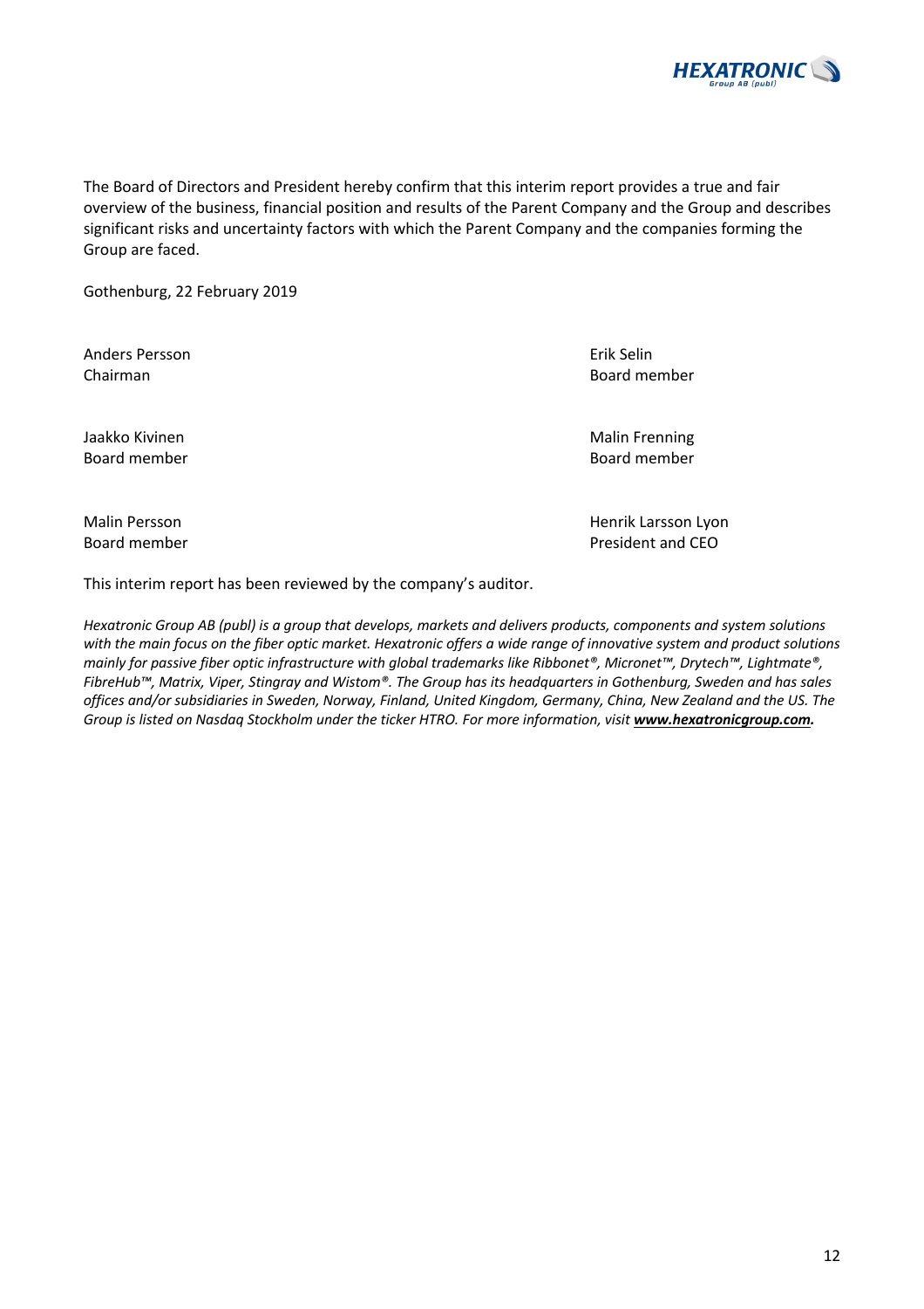The Board of Directors and President hereby confirm that this interim report provides a true and fair overview of the business, financial position and results of the Parent Company and the Group and describes significant risks and uncertainty factors with which the Parent Company and the companies forming the Group are faced.

Gothenburg, 22 February 2019

| | |
|---|---|
| Anders Persson<br>Chairman | Erik Selin<br>Board member |
| Jaakko Kivinen<br>Board member | Malin Frenning<br>Board member |
| Malin Persson<br>Board member | Henrik Larsson Lyon<br>President and CEO |

This interim report has been reviewed by the company's auditor.

*Hexatronic Group AB (publ) is a group that develops, markets and delivers products, components and system solutions with the main focus on the fiber optic market. Hexatronic offers a wide range of innovative system and product solutions mainly for passive fiber optic infrastructure with global trademarks like Ribbonet®, Micronet™, Drytech™, Lightmate®, FibreHub™, Matrix, Viper, Stingray and Wistom®. The Group has its headquarters in Gothenburg, Sweden and has sales offices and/or subsidiaries in Sweden, Norway, Finland, United Kingdom, Germany, China, New Zealand and the US. The Group is listed on Nasdaq Stockholm under the ticker HTRO. For more information, visit* ***www.hexatronicgroup.com.***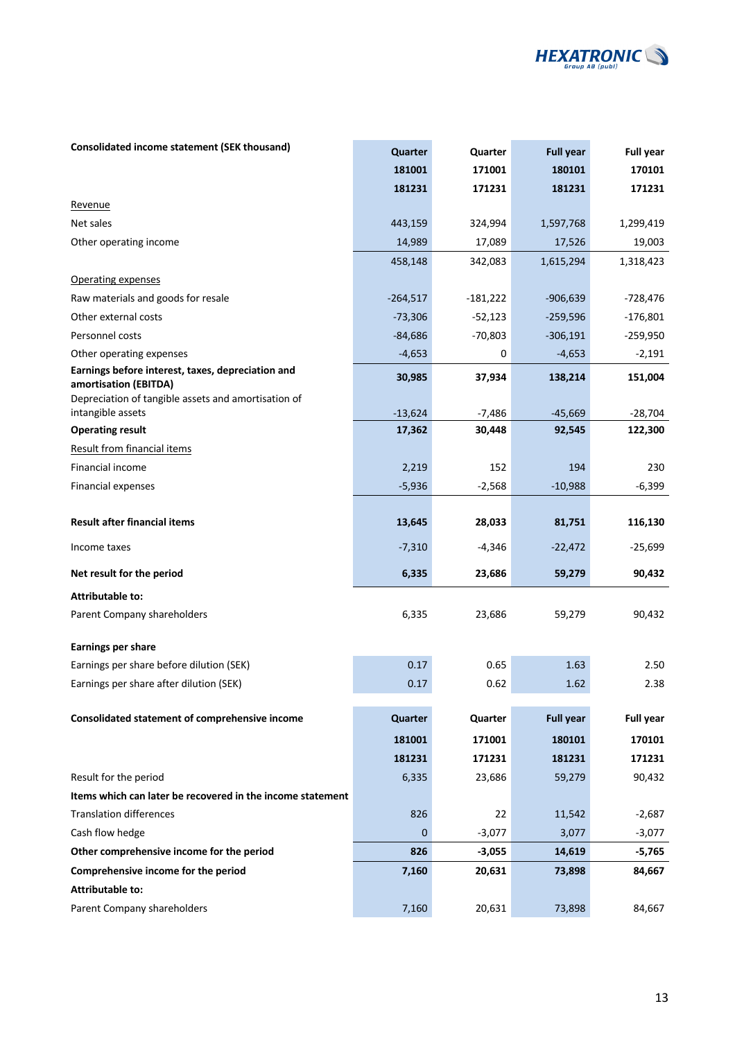| Consolidated income statement (SEK thousand) | Quarter 181001 181231 | Quarter 171001 171231 | Full year 180101 181231 | Full year 170101 171231 |
|---|---|---|---|---|
| Revenue | | | | |
| Net sales | 443,159 | 324,994 | 1,597,768 | 1,299,419 |
| Other operating income | 14,989 | 17,089 | 17,526 | 19,003 |
| | 458,148 | 342,083 | 1,615,294 | 1,318,423 |
| Operating expenses | | | | |
| Raw materials and goods for resale | -264,517 | -181,222 | -906,639 | -728,476 |
| Other external costs | -73,306 | -52,123 | -259,596 | -176,801 |
| Personnel costs | -84,686 | -70,803 | -306,191 | -259,950 |
| Other operating expenses | -4,653 | 0 | -4,653 | -2,191 |
| **Earnings before interest, taxes, depreciation and amortisation (EBITDA)** | **30,985** | **37,934** | **138,214** | **151,004** |
| Depreciation of tangible assets and amortisation of intangible assets | -13,624 | -7,486 | -45,669 | -28,704 |
| **Operating result** | **17,362** | **30,448** | **92,545** | **122,300** |
| Result from financial items | | | | |
| Financial income | 2,219 | 152 | 194 | 230 |
| Financial expenses | -5,936 | -2,568 | -10,988 | -6,399 |
| **Result after financial items** | **13,645** | **28,033** | **81,751** | **116,130** |
| Income taxes | -7,310 | -4,346 | -22,472 | -25,699 |
| **Net result for the period** | **6,335** | **23,686** | **59,279** | **90,432** |
| **Attributable to:** | | | | |
| Parent Company shareholders | 6,335 | 23,686 | 59,279 | 90,432 |
| **Earnings per share** | | | | |
| Earnings per share before dilution (SEK) | 0.17 | 0.65 | 1.63 | 2.50 |
| Earnings per share after dilution (SEK) | 0.17 | 0.62 | 1.62 | 2.38 |

| Consolidated statement of comprehensive income | Quarter 181001 181231 | Quarter 171001 171231 | Full year 180101 181231 | Full year 170101 171231 |
|---|---|---|---|---|
| Result for the period | 6,335 | 23,686 | 59,279 | 90,432 |
| **Items which can later be recovered in the income statement** | | | | |
| Translation differences | 826 | 22 | 11,542 | -2,687 |
| Cash flow hedge | 0 | -3,077 | 3,077 | -3,077 |
| **Other comprehensive income for the period** | **826** | **-3,055** | **14,619** | **-5,765** |
| **Comprehensive income for the period** | **7,160** | **20,631** | **73,898** | **84,667** |
| **Attributable to:** | | | | |
| Parent Company shareholders | 7,160 | 20,631 | 73,898 | 84,667 |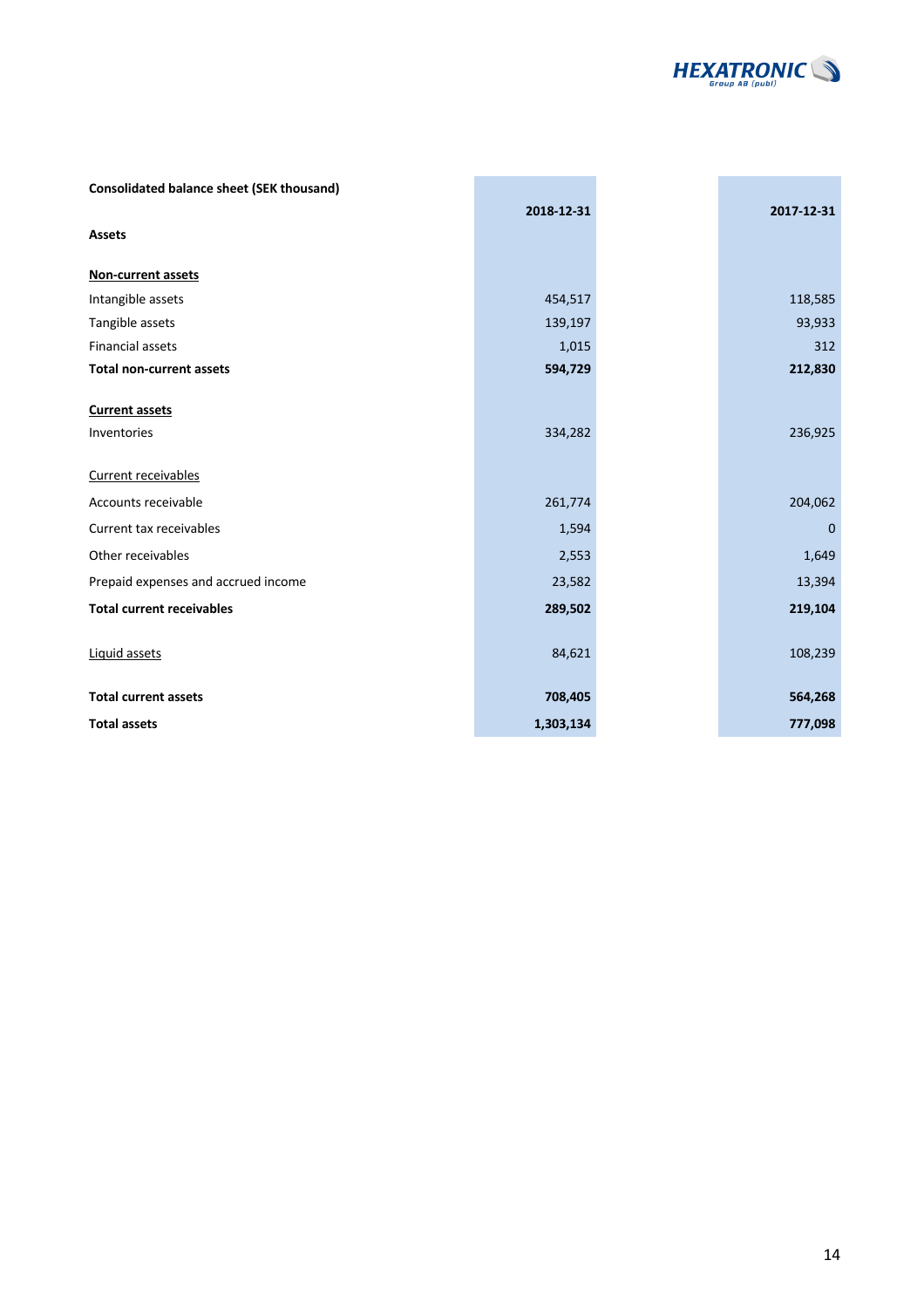| Consolidated balance sheet (SEK thousand) | 2018-12-31 | 2017-12-31 |
|---|---|---|
| **Assets** | | |
| **Non-current assets** | | |
| Intangible assets | 454,517 | 118,585 |
| Tangible assets | 139,197 | 93,933 |
| Financial assets | 1,015 | 312 |
| **Total non-current assets** | **594,729** | **212,830** |
| **Current assets** | | |
| Inventories | 334,282 | 236,925 |
| Current receivables | | |
| Accounts receivable | 261,774 | 204,062 |
| Current tax receivables | 1,594 | 0 |
| Other receivables | 2,553 | 1,649 |
| Prepaid expenses and accrued income | 23,582 | 13,394 |
| **Total current receivables** | **289,502** | **219,104** |
| Liquid assets | 84,621 | 108,239 |
| **Total current assets** | **708,405** | **564,268** |
| **Total assets** | **1,303,134** | **777,098** |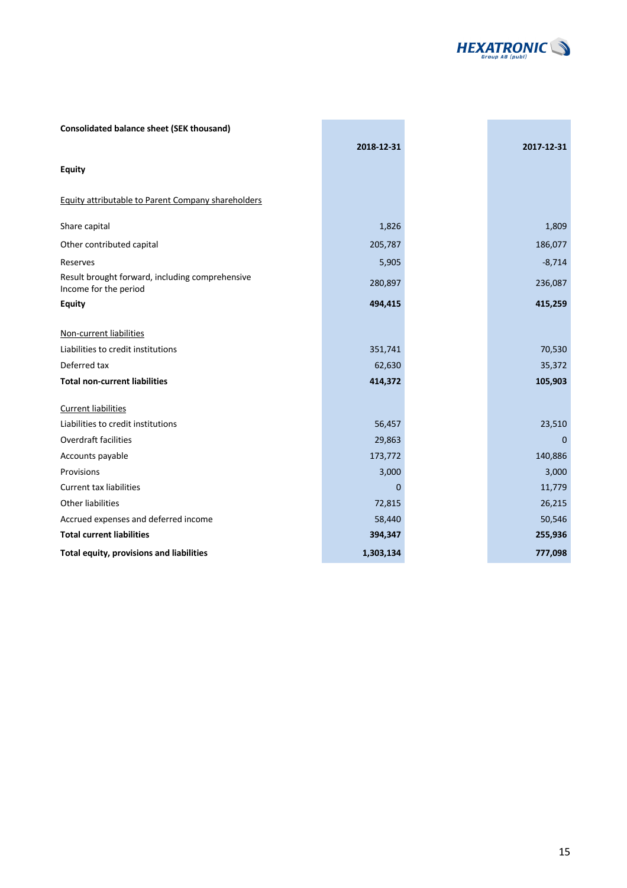| Consolidated balance sheet (SEK thousand) | 2018-12-31 | 2017-12-31 |
|---|---|---|
| **Equity** | | |
| Equity attributable to Parent Company shareholders | | |
| Share capital | 1,826 | 1,809 |
| Other contributed capital | 205,787 | 186,077 |
| Reserves | 5,905 | -8,714 |
| Result brought forward, including comprehensive Income for the period | 280,897 | 236,087 |
| **Equity** | **494,415** | **415,259** |
| Non-current liabilities | | |
| Liabilities to credit institutions | 351,741 | 70,530 |
| Deferred tax | 62,630 | 35,372 |
| **Total non-current liabilities** | **414,372** | **105,903** |
| Current liabilities | | |
| Liabilities to credit institutions | 56,457 | 23,510 |
| Overdraft facilities | 29,863 | 0 |
| Accounts payable | 173,772 | 140,886 |
| Provisions | 3,000 | 3,000 |
| Current tax liabilities | 0 | 11,779 |
| Other liabilities | 72,815 | 26,215 |
| Accrued expenses and deferred income | 58,440 | 50,546 |
| **Total current liabilities** | **394,347** | **255,936** |
| **Total equity, provisions and liabilities** | **1,303,134** | **777,098** |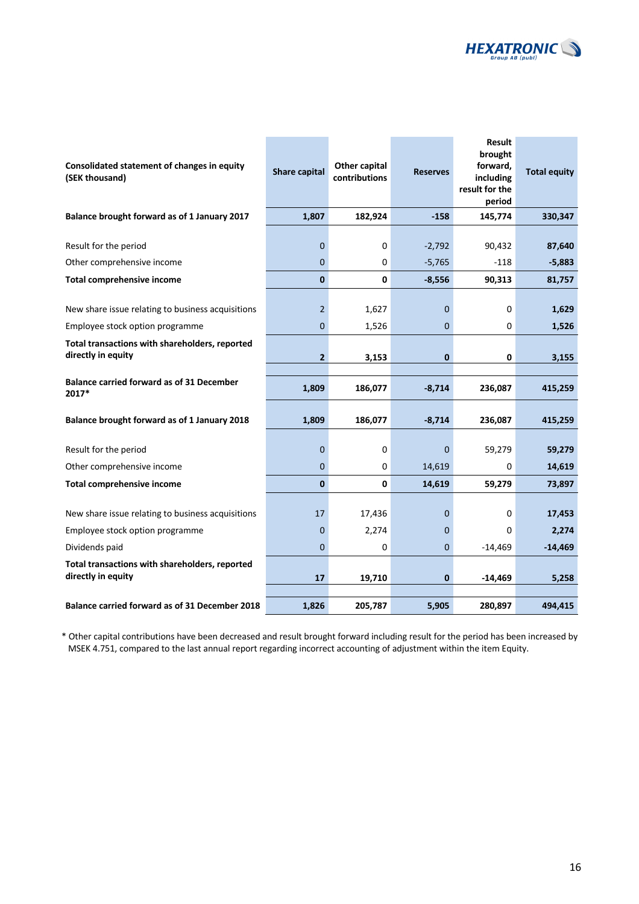| **Consolidated statement of changes in equity (SEK thousand)** | **Share capital** | **Other capital contributions** | **Reserves** | **Result brought forward, including result for the period** | **Total equity** |
|---|---|---|---|---|---|
| **Balance brought forward as of 1 January 2017** | **1,807** | **182,924** | **-158** | **145,774** | **330,347** |
| | | | | | |
| Result for the period | 0 | 0 | -2,792 | 90,432 | **87,640** |
| Other comprehensive income | 0 | 0 | -5,765 | -118 | **-5,883** |
| **Total comprehensive income** | **0** | **0** | **-8,556** | **90,313** | **81,757** |
| | | | | | |
| New share issue relating to business acquisitions | 2 | 1,627 | 0 | 0 | **1,629** |
| Employee stock option programme | 0 | 1,526 | 0 | 0 | **1,526** |
| **Total transactions with shareholders, reported directly in equity** | **2** | **3,153** | **0** | **0** | **3,155** |
| | | | | | |
| **Balance carried forward as of 31 December 2017*** | **1,809** | **186,077** | **-8,714** | **236,087** | **415,259** |
| | | | | | |
| **Balance brought forward as of 1 January 2018** | **1,809** | **186,077** | **-8,714** | **236,087** | **415,259** |
| | | | | | |
| Result for the period | 0 | 0 | 0 | 59,279 | **59,279** |
| Other comprehensive income | 0 | 0 | 14,619 | 0 | **14,619** |
| **Total comprehensive income** | **0** | **0** | **14,619** | **59,279** | **73,897** |
| | | | | | |
| New share issue relating to business acquisitions | 17 | 17,436 | 0 | 0 | **17,453** |
| Employee stock option programme | 0 | 2,274 | 0 | 0 | **2,274** |
| Dividends paid | 0 | 0 | 0 | -14,469 | **-14,469** |
| **Total transactions with shareholders, reported directly in equity** | **17** | **19,710** | **0** | **-14,469** | **5,258** |
| | | | | | |
| **Balance carried forward as of 31 December 2018** | **1,826** | **205,787** | **5,905** | **280,897** | **494,415** |

* Other capital contributions have been decreased and result brought forward including result for the period has been increased by MSEK 4.751, compared to the last annual report regarding incorrect accounting of adjustment within the item Equity.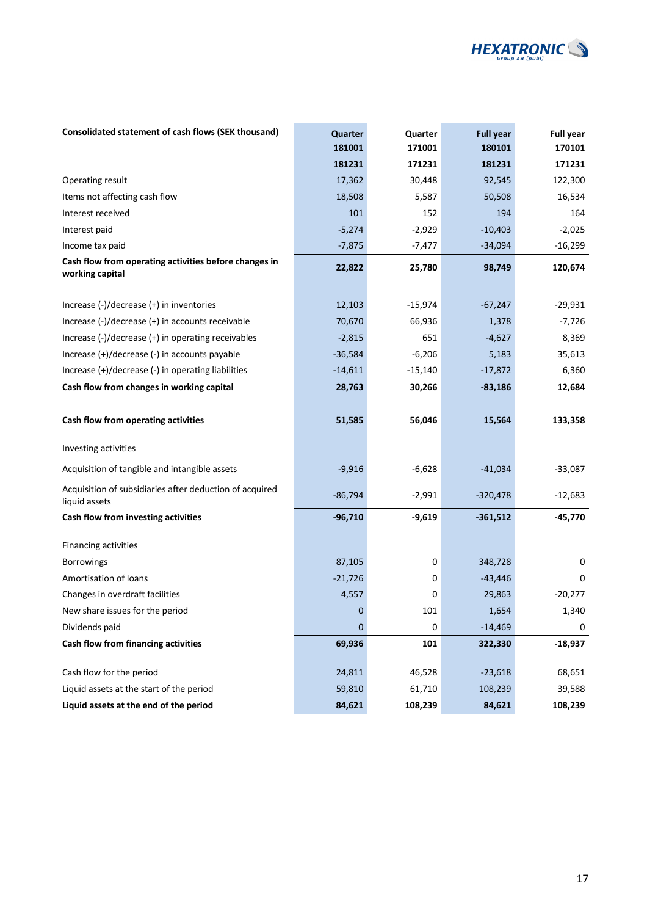| Consolidated statement of cash flows (SEK thousand) | Quarter 181001 181231 | Quarter 171001 171231 | Full year 180101 181231 | Full year 170101 171231 |
|---|---|---|---|---|
| Operating result | 17,362 | 30,448 | 92,545 | 122,300 |
| Items not affecting cash flow | 18,508 | 5,587 | 50,508 | 16,534 |
| Interest received | 101 | 152 | 194 | 164 |
| Interest paid | -5,274 | -2,929 | -10,403 | -2,025 |
| Income tax paid | -7,875 | -7,477 | -34,094 | -16,299 |
| **Cash flow from operating activities before changes in working capital** | **22,822** | **25,780** | **98,749** | **120,674** |
| | | | | |
| Increase (-)/decrease (+) in inventories | 12,103 | -15,974 | -67,247 | -29,931 |
| Increase (-)/decrease (+) in accounts receivable | 70,670 | 66,936 | 1,378 | -7,726 |
| Increase (-)/decrease (+) in operating receivables | -2,815 | 651 | -4,627 | 8,369 |
| Increase (+)/decrease (-) in accounts payable | -36,584 | -6,206 | 5,183 | 35,613 |
| Increase (+)/decrease (-) in operating liabilities | -14,611 | -15,140 | -17,872 | 6,360 |
| **Cash flow from changes in working capital** | **28,763** | **30,266** | **-83,186** | **12,684** |
| | | | | |
| **Cash flow from operating activities** | **51,585** | **56,046** | **15,564** | **133,358** |
| | | | | |
| Investing activities | | | | |
| Acquisition of tangible and intangible assets | -9,916 | -6,628 | -41,034 | -33,087 |
| Acquisition of subsidiaries after deduction of acquired liquid assets | -86,794 | -2,991 | -320,478 | -12,683 |
| **Cash flow from investing activities** | **-96,710** | **-9,619** | **-361,512** | **-45,770** |
| | | | | |
| Financing activities | | | | |
| Borrowings | 87,105 | 0 | 348,728 | 0 |
| Amortisation of loans | -21,726 | 0 | -43,446 | 0 |
| Changes in overdraft facilities | 4,557 | 0 | 29,863 | -20,277 |
| New share issues for the period | 0 | 101 | 1,654 | 1,340 |
| Dividends paid | 0 | 0 | -14,469 | 0 |
| **Cash flow from financing activities** | **69,936** | **101** | **322,330** | **-18,937** |
| | | | | |
| Cash flow for the period | 24,811 | 46,528 | -23,618 | 68,651 |
| Liquid assets at the start of the period | 59,810 | 61,710 | 108,239 | 39,588 |
| **Liquid assets at the end of the period** | **84,621** | **108,239** | **84,621** | **108,239** |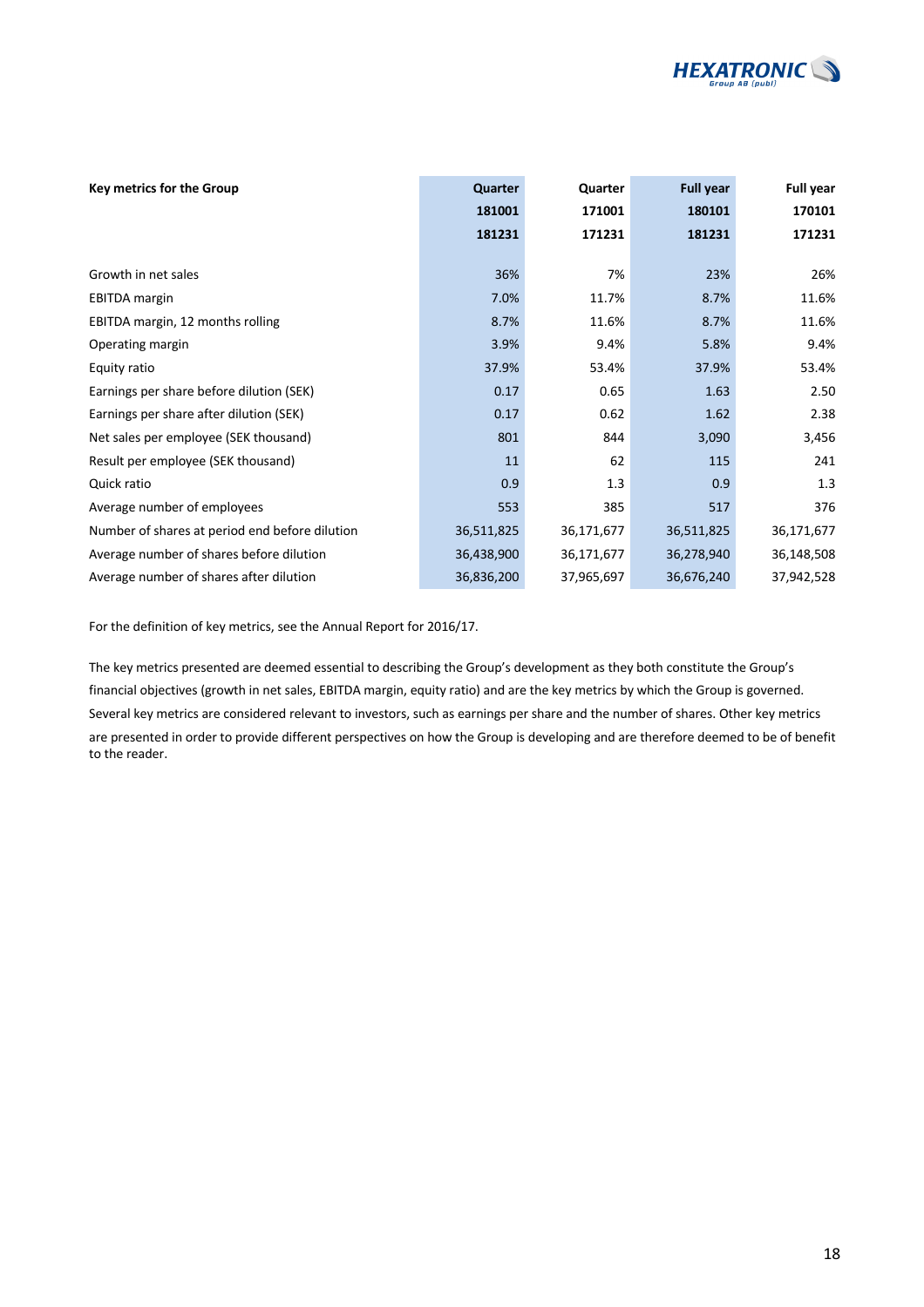| Key metrics for the Group | Quarter 181001 181231 | Quarter 171001 171231 | Full year 180101 181231 | Full year 170101 171231 |
|---|---|---|---|---|
| Growth in net sales | 36% | 7% | 23% | 26% |
| EBITDA margin | 7.0% | 11.7% | 8.7% | 11.6% |
| EBITDA margin, 12 months rolling | 8.7% | 11.6% | 8.7% | 11.6% |
| Operating margin | 3.9% | 9.4% | 5.8% | 9.4% |
| Equity ratio | 37.9% | 53.4% | 37.9% | 53.4% |
| Earnings per share before dilution (SEK) | 0.17 | 0.65 | 1.63 | 2.50 |
| Earnings per share after dilution (SEK) | 0.17 | 0.62 | 1.62 | 2.38 |
| Net sales per employee (SEK thousand) | 801 | 844 | 3,090 | 3,456 |
| Result per employee (SEK thousand) | 11 | 62 | 115 | 241 |
| Quick ratio | 0.9 | 1.3 | 0.9 | 1.3 |
| Average number of employees | 553 | 385 | 517 | 376 |
| Number of shares at period end before dilution | 36,511,825 | 36,171,677 | 36,511,825 | 36,171,677 |
| Average number of shares before dilution | 36,438,900 | 36,171,677 | 36,278,940 | 36,148,508 |
| Average number of shares after dilution | 36,836,200 | 37,965,697 | 36,676,240 | 37,942,528 |

For the definition of key metrics, see the Annual Report for 2016/17.

The key metrics presented are deemed essential to describing the Group's development as they both constitute the Group's financial objectives (growth in net sales, EBITDA margin, equity ratio) and are the key metrics by which the Group is governed. Several key metrics are considered relevant to investors, such as earnings per share and the number of shares. Other key metrics are presented in order to provide different perspectives on how the Group is developing and are therefore deemed to be of benefit to the reader.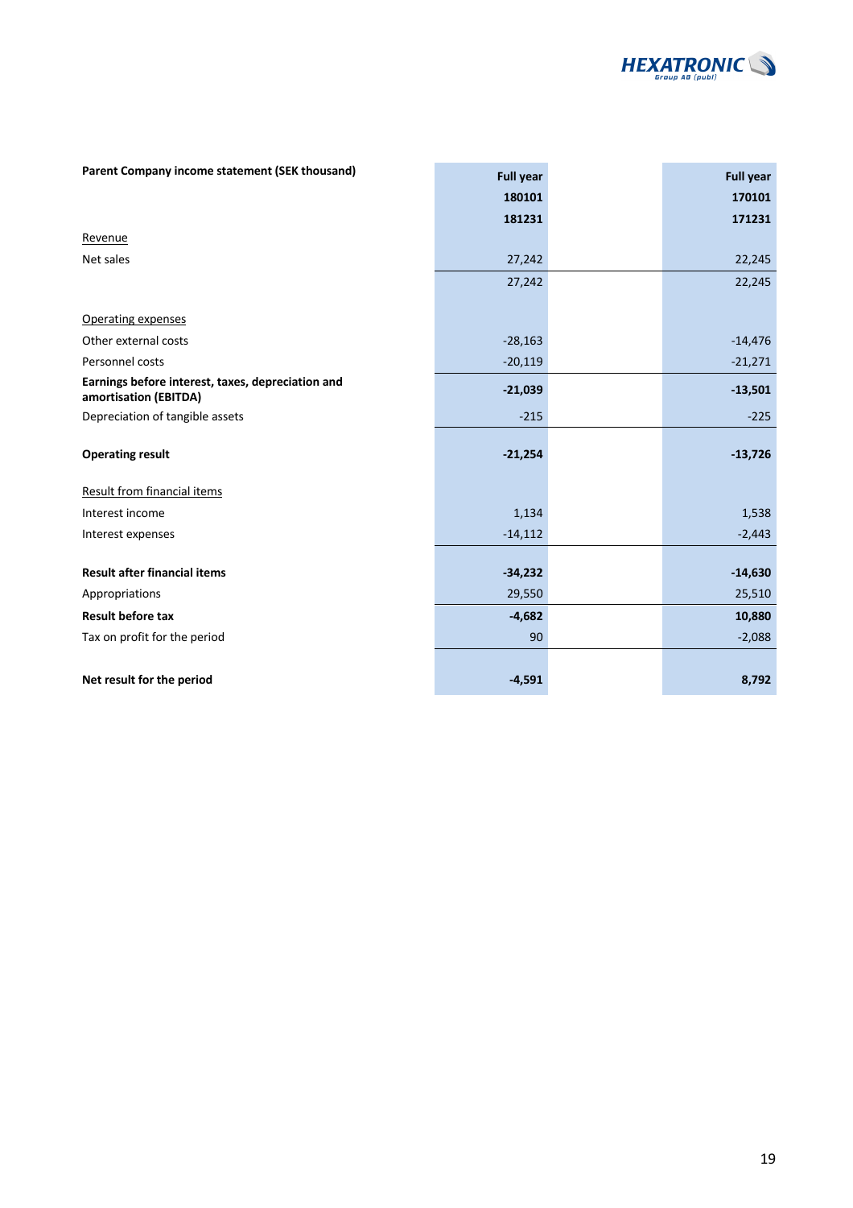| Parent Company income statement (SEK thousand) | Full year 180101 181231 | Full year 170101 171231 |
|---|---|---|
| Revenue | | |
| Net sales | 27,242 | 22,245 |
| | 27,242 | 22,245 |
| Operating expenses | | |
| Other external costs | -28,163 | -14,476 |
| Personnel costs | -20,119 | -21,271 |
| **Earnings before interest, taxes, depreciation and amortisation (EBITDA)** | **-21,039** | **-13,501** |
| Depreciation of tangible assets | -215 | -225 |
| **Operating result** | **-21,254** | **-13,726** |
| Result from financial items | | |
| Interest income | 1,134 | 1,538 |
| Interest expenses | -14,112 | -2,443 |
| **Result after financial items** | **-34,232** | **-14,630** |
| Appropriations | 29,550 | 25,510 |
| **Result before tax** | **-4,682** | **10,880** |
| Tax on profit for the period | 90 | -2,088 |
| **Net result for the period** | **-4,591** | **8,792** |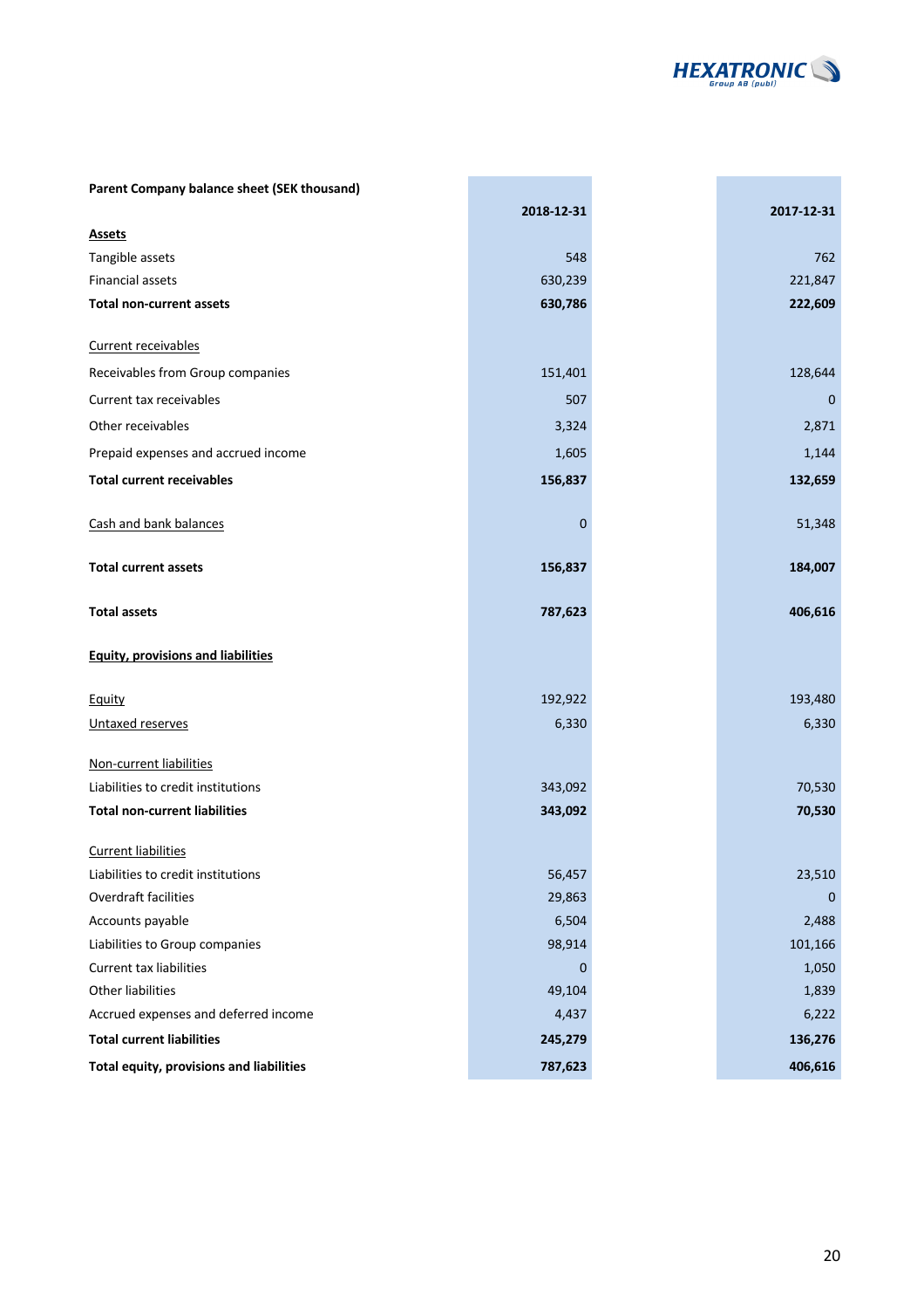| Parent Company balance sheet (SEK thousand) | 2018-12-31 | 2017-12-31 |
|---|---|---|
| **Assets** | | |
| Tangible assets | 548 | 762 |
| Financial assets | 630,239 | 221,847 |
| **Total non-current assets** | **630,786** | **222,609** |
| Current receivables | | |
| Receivables from Group companies | 151,401 | 128,644 |
| Current tax receivables | 507 | 0 |
| Other receivables | 3,324 | 2,871 |
| Prepaid expenses and accrued income | 1,605 | 1,144 |
| **Total current receivables** | **156,837** | **132,659** |
| Cash and bank balances | 0 | 51,348 |
| **Total current assets** | **156,837** | **184,007** |
| **Total assets** | **787,623** | **406,616** |
| **Equity, provisions and liabilities** | | |
| Equity | 192,922 | 193,480 |
| Untaxed reserves | 6,330 | 6,330 |
| Non-current liabilities | | |
| Liabilities to credit institutions | 343,092 | 70,530 |
| **Total non-current liabilities** | **343,092** | **70,530** |
| Current liabilities | | |
| Liabilities to credit institutions | 56,457 | 23,510 |
| Overdraft facilities | 29,863 | 0 |
| Accounts payable | 6,504 | 2,488 |
| Liabilities to Group companies | 98,914 | 101,166 |
| Current tax liabilities | 0 | 1,050 |
| Other liabilities | 49,104 | 1,839 |
| Accrued expenses and deferred income | 4,437 | 6,222 |
| **Total current liabilities** | **245,279** | **136,276** |
| **Total equity, provisions and liabilities** | **787,623** | **406,616** |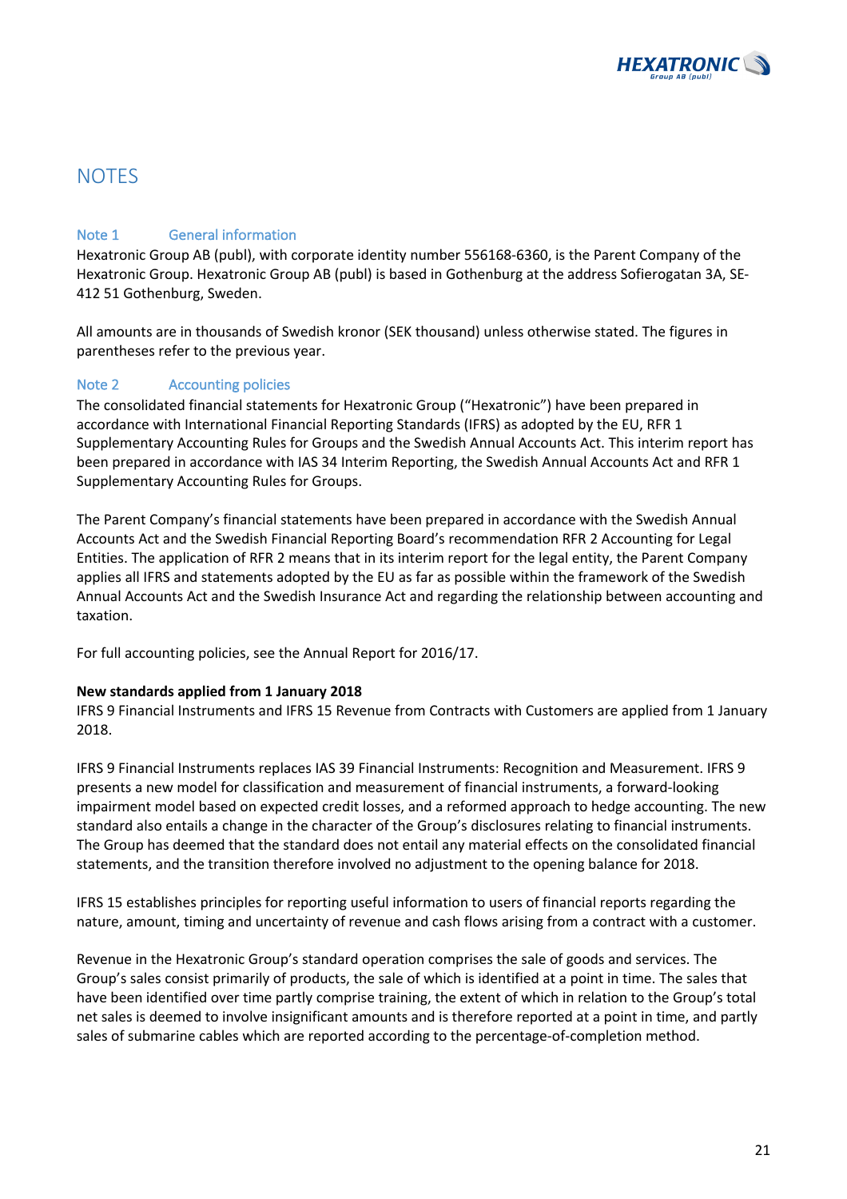# NOTES

## Note 1 General information

Hexatronic Group AB (publ), with corporate identity number 556168-6360, is the Parent Company of the Hexatronic Group. Hexatronic Group AB (publ) is based in Gothenburg at the address Sofierogatan 3A, SE-412 51 Gothenburg, Sweden.

All amounts are in thousands of Swedish kronor (SEK thousand) unless otherwise stated. The figures in parentheses refer to the previous year.

## Note 2 Accounting policies

The consolidated financial statements for Hexatronic Group ("Hexatronic") have been prepared in accordance with International Financial Reporting Standards (IFRS) as adopted by the EU, RFR 1 Supplementary Accounting Rules for Groups and the Swedish Annual Accounts Act. This interim report has been prepared in accordance with IAS 34 Interim Reporting, the Swedish Annual Accounts Act and RFR 1 Supplementary Accounting Rules for Groups.

The Parent Company's financial statements have been prepared in accordance with the Swedish Annual Accounts Act and the Swedish Financial Reporting Board's recommendation RFR 2 Accounting for Legal Entities. The application of RFR 2 means that in its interim report for the legal entity, the Parent Company applies all IFRS and statements adopted by the EU as far as possible within the framework of the Swedish Annual Accounts Act and the Swedish Insurance Act and regarding the relationship between accounting and taxation.

For full accounting policies, see the Annual Report for 2016/17.

**New standards applied from 1 January 2018**

IFRS 9 Financial Instruments and IFRS 15 Revenue from Contracts with Customers are applied from 1 January 2018.

IFRS 9 Financial Instruments replaces IAS 39 Financial Instruments: Recognition and Measurement. IFRS 9 presents a new model for classification and measurement of financial instruments, a forward-looking impairment model based on expected credit losses, and a reformed approach to hedge accounting. The new standard also entails a change in the character of the Group's disclosures relating to financial instruments. The Group has deemed that the standard does not entail any material effects on the consolidated financial statements, and the transition therefore involved no adjustment to the opening balance for 2018.

IFRS 15 establishes principles for reporting useful information to users of financial reports regarding the nature, amount, timing and uncertainty of revenue and cash flows arising from a contract with a customer.

Revenue in the Hexatronic Group's standard operation comprises the sale of goods and services. The Group's sales consist primarily of products, the sale of which is identified at a point in time. The sales that have been identified over time partly comprise training, the extent of which in relation to the Group's total net sales is deemed to involve insignificant amounts and is therefore reported at a point in time, and partly sales of submarine cables which are reported according to the percentage-of-completion method.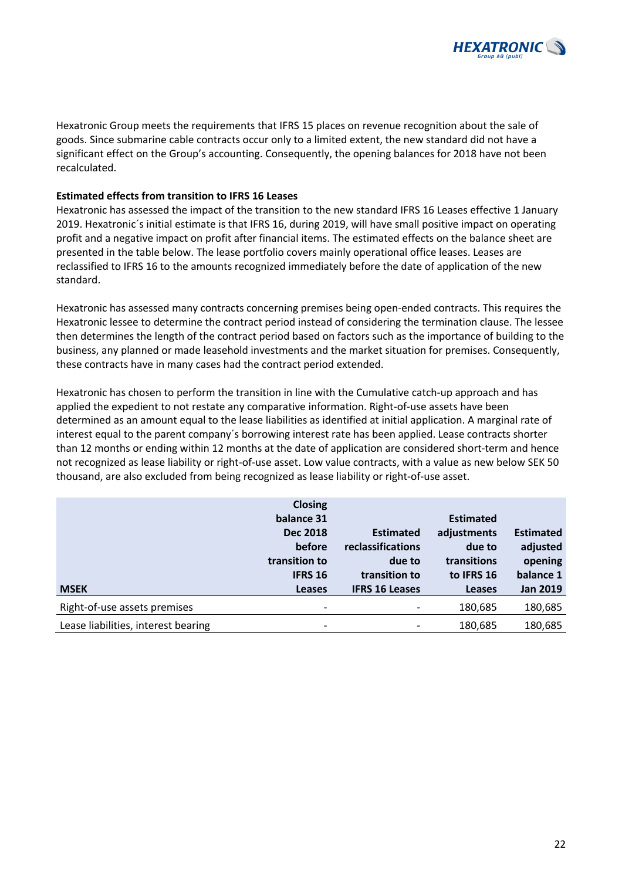Hexatronic Group meets the requirements that IFRS 15 places on revenue recognition about the sale of goods. Since submarine cable contracts occur only to a limited extent, the new standard did not have a significant effect on the Group's accounting. Consequently, the opening balances for 2018 have not been recalculated.

**Estimated effects from transition to IFRS 16 Leases**

Hexatronic has assessed the impact of the transition to the new standard IFRS 16 Leases effective 1 January 2019. Hexatronic´s initial estimate is that IFRS 16, during 2019, will have small positive impact on operating profit and a negative impact on profit after financial items. The estimated effects on the balance sheet are presented in the table below. The lease portfolio covers mainly operational office leases. Leases are reclassified to IFRS 16 to the amounts recognized immediately before the date of application of the new standard.

Hexatronic has assessed many contracts concerning premises being open-ended contracts. This requires the Hexatronic lessee to determine the contract period instead of considering the termination clause. The lessee then determines the length of the contract period based on factors such as the importance of building to the business, any planned or made leasehold investments and the market situation for premises. Consequently, these contracts have in many cases had the contract period extended.

Hexatronic has chosen to perform the transition in line with the Cumulative catch-up approach and has applied the expedient to not restate any comparative information. Right-of-use assets have been determined as an amount equal to the lease liabilities as identified at initial application. A marginal rate of interest equal to the parent company´s borrowing interest rate has been applied. Lease contracts shorter than 12 months or ending within 12 months at the date of application are considered short-term and hence not recognized as lease liability or right-of-use asset. Low value contracts, with a value as new below SEK 50 thousand, are also excluded from being recognized as lease liability or right-of-use asset.

| MSEK | Closing balance 31 Dec 2018 before transition to IFRS 16 Leases | Estimated reclassifications due to transition to IFRS 16 Leases | Estimated adjustments due to transitions to IFRS 16 Leases | Estimated adjusted opening balance 1 Jan 2019 |
|---|---|---|---|---|
| Right-of-use assets premises | - | - | 180,685 | 180,685 |
| Lease liabilities, interest bearing | - | - | 180,685 | 180,685 |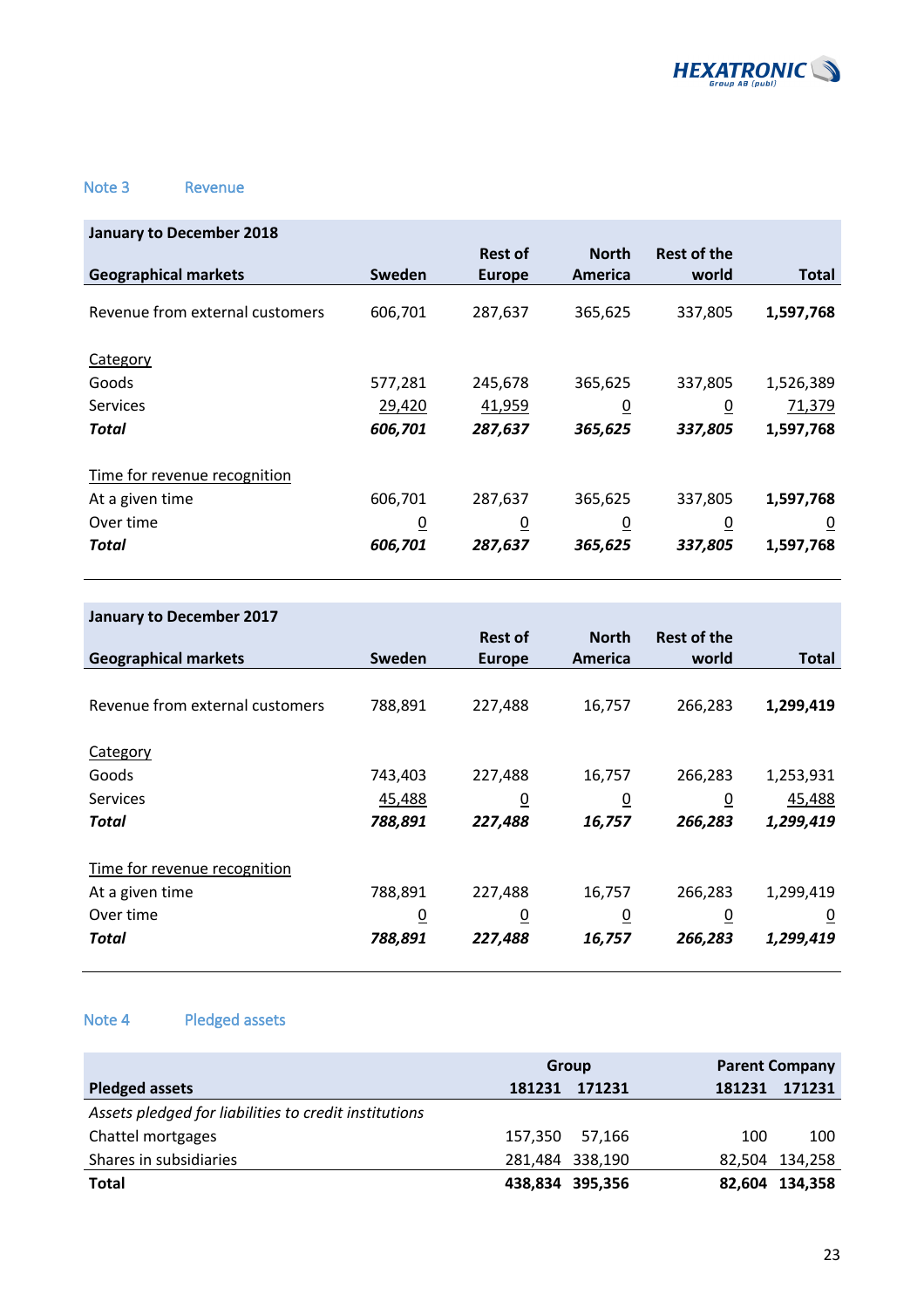## Note 3 Revenue

| January to December 2018 | | | | | |
|---|---|---|---|---|---|
| **Geographical markets** | **Sweden** | **Rest of Europe** | **North America** | **Rest of the world** | **Total** |
| Revenue from external customers | 606,701 | 287,637 | 365,625 | 337,805 | **1,597,768** |
| Category | | | | | |
| Goods | 577,281 | 245,678 | 365,625 | 337,805 | 1,526,389 |
| Services | 29,420 | 41,959 | 0 | 0 | 71,379 |
| ***Total*** | ***606,701*** | ***287,637*** | ***365,625*** | ***337,805*** | **1,597,768** |
| Time for revenue recognition | | | | | |
| At a given time | 606,701 | 287,637 | 365,625 | 337,805 | **1,597,768** |
| Over time | 0 | 0 | 0 | 0 | 0 |
| ***Total*** | ***606,701*** | ***287,637*** | ***365,625*** | ***337,805*** | **1,597,768** |

| January to December 2017 | | | | | |
|---|---|---|---|---|---|
| **Geographical markets** | **Sweden** | **Rest of Europe** | **North America** | **Rest of the world** | **Total** |
| Revenue from external customers | 788,891 | 227,488 | 16,757 | 266,283 | **1,299,419** |
| Category | | | | | |
| Goods | 743,403 | 227,488 | 16,757 | 266,283 | 1,253,931 |
| Services | 45,488 | 0 | 0 | 0 | 45,488 |
| ***Total*** | ***788,891*** | ***227,488*** | ***16,757*** | ***266,283*** | ***1,299,419*** |
| Time for revenue recognition | | | | | |
| At a given time | 788,891 | 227,488 | 16,757 | 266,283 | 1,299,419 |
| Over time | 0 | 0 | 0 | 0 | 0 |
| ***Total*** | ***788,891*** | ***227,488*** | ***16,757*** | ***266,283*** | ***1,299,419*** |

## Note 4 Pledged assets

| | Group | | Parent Company | |
|---|---|---|---|---|
| **Pledged assets** | **181231** | **171231** | **181231** | **171231** |
| *Assets pledged for liabilities to credit institutions* | | | | |
| Chattel mortgages | 157,350 | 57,166 | 100 | 100 |
| Shares in subsidiaries | 281,484 | 338,190 | 82,504 | 134,258 |
| **Total** | **438,834** | **395,356** | **82,604** | **134,358** |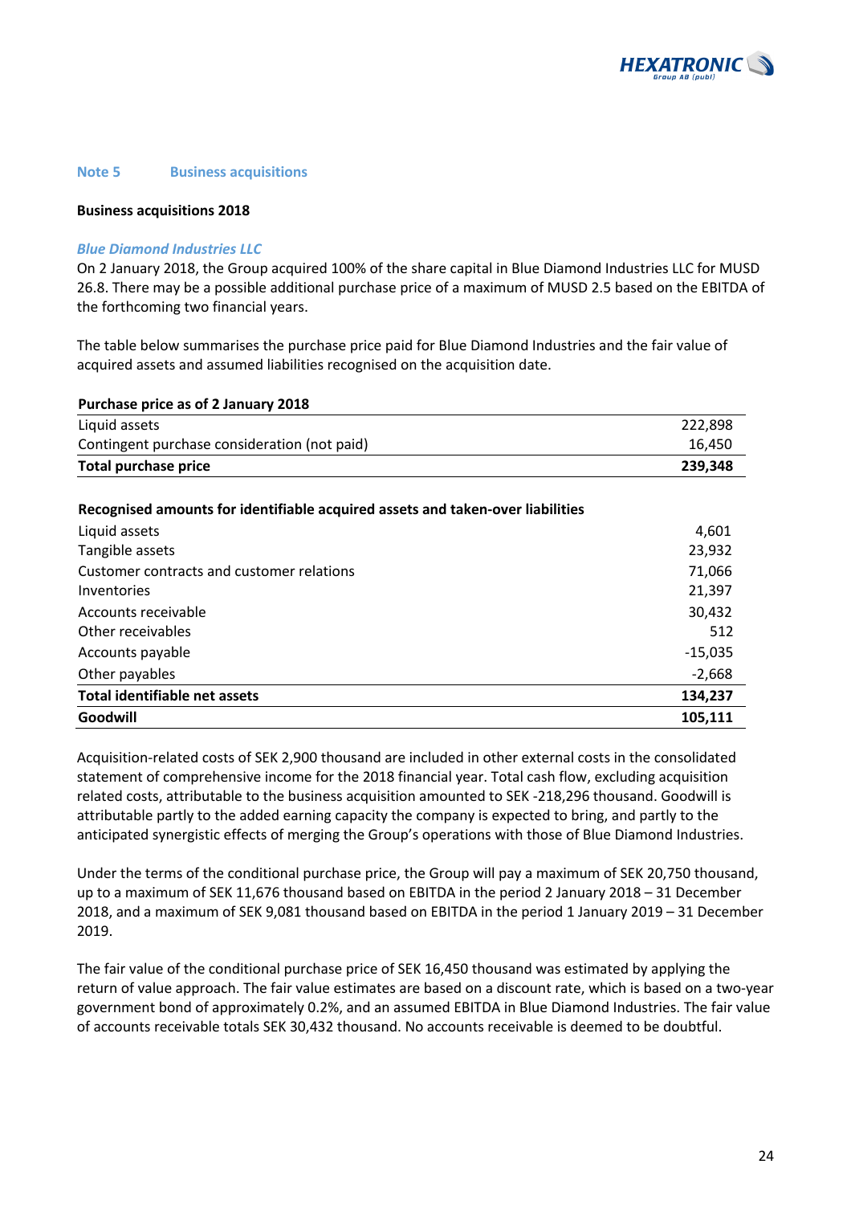## Note 5 Business acquisitions

### Business acquisitions 2018

#### *Blue Diamond Industries LLC*

On 2 January 2018, the Group acquired 100% of the share capital in Blue Diamond Industries LLC for MUSD 26.8. There may be a possible additional purchase price of a maximum of MUSD 2.5 based on the EBITDA of the forthcoming two financial years.

The table below summarises the purchase price paid for Blue Diamond Industries and the fair value of acquired assets and assumed liabilities recognised on the acquisition date.

| **Purchase price as of 2 January 2018** | |
|---|---|
| Liquid assets | 222,898 |
| Contingent purchase consideration (not paid) | 16,450 |
| **Total purchase price** | **239,348** |

| **Recognised amounts for identifiable acquired assets and taken-over liabilities** | |
|---|---|
| Liquid assets | 4,601 |
| Tangible assets | 23,932 |
| Customer contracts and customer relations | 71,066 |
| Inventories | 21,397 |
| Accounts receivable | 30,432 |
| Other receivables | 512 |
| Accounts payable | -15,035 |
| Other payables | -2,668 |
| **Total identifiable net assets** | **134,237** |
| **Goodwill** | **105,111** |

Acquisition-related costs of SEK 2,900 thousand are included in other external costs in the consolidated statement of comprehensive income for the 2018 financial year. Total cash flow, excluding acquisition related costs, attributable to the business acquisition amounted to SEK -218,296 thousand. Goodwill is attributable partly to the added earning capacity the company is expected to bring, and partly to the anticipated synergistic effects of merging the Group's operations with those of Blue Diamond Industries.

Under the terms of the conditional purchase price, the Group will pay a maximum of SEK 20,750 thousand, up to a maximum of SEK 11,676 thousand based on EBITDA in the period 2 January 2018 – 31 December 2018, and a maximum of SEK 9,081 thousand based on EBITDA in the period 1 January 2019 – 31 December 2019.

The fair value of the conditional purchase price of SEK 16,450 thousand was estimated by applying the return of value approach. The fair value estimates are based on a discount rate, which is based on a two-year government bond of approximately 0.2%, and an assumed EBITDA in Blue Diamond Industries. The fair value of accounts receivable totals SEK 30,432 thousand. No accounts receivable is deemed to be doubtful.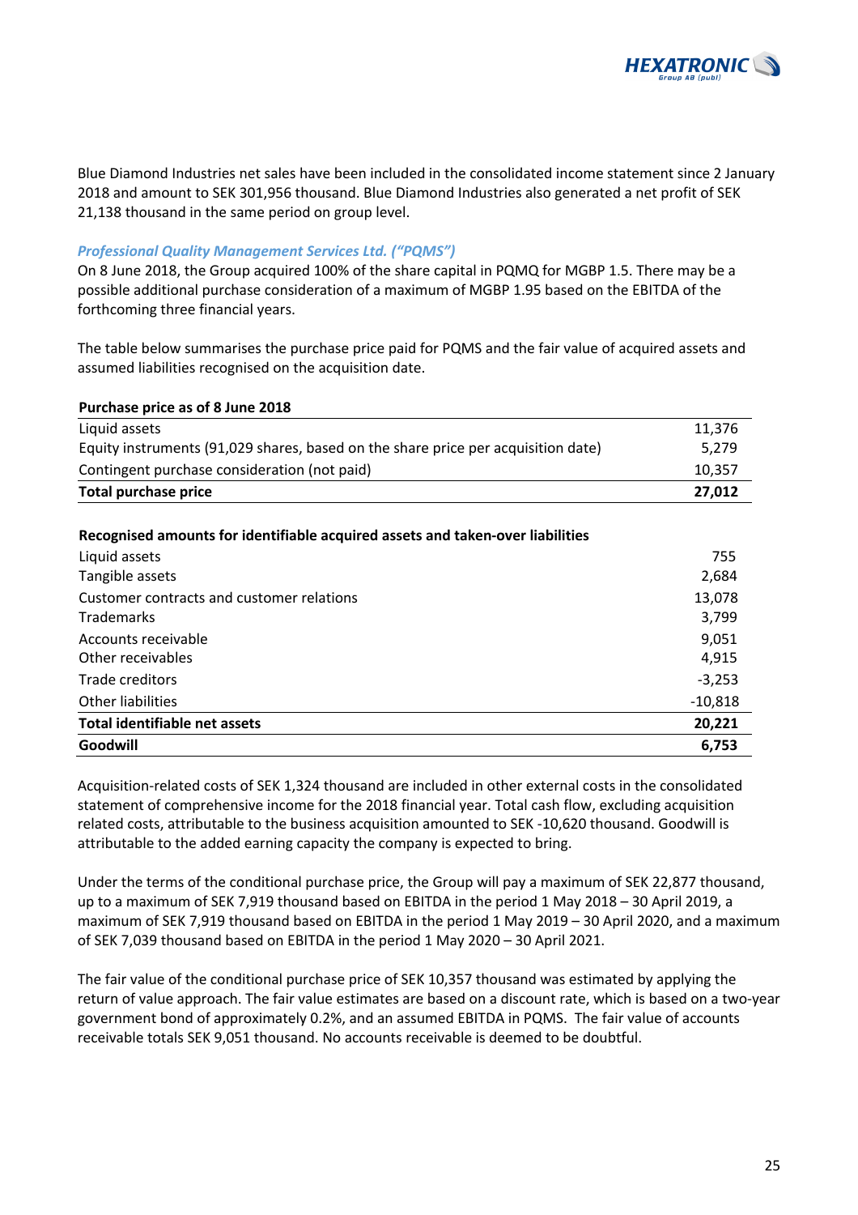Blue Diamond Industries net sales have been included in the consolidated income statement since 2 January 2018 and amount to SEK 301,956 thousand. Blue Diamond Industries also generated a net profit of SEK 21,138 thousand in the same period on group level.

### *Professional Quality Management Services Ltd. ("PQMS")*

On 8 June 2018, the Group acquired 100% of the share capital in PQMQ for MGBP 1.5. There may be a possible additional purchase consideration of a maximum of MGBP 1.95 based on the EBITDA of the forthcoming three financial years.

The table below summarises the purchase price paid for PQMS and the fair value of acquired assets and assumed liabilities recognised on the acquisition date.

| **Purchase price as of 8 June 2018** | |
|---|---:|
| Liquid assets | 11,376 |
| Equity instruments (91,029 shares, based on the share price per acquisition date) | 5,279 |
| Contingent purchase consideration (not paid) | 10,357 |
| **Total purchase price** | **27,012** |

| **Recognised amounts for identifiable acquired assets and taken-over liabilities** | |
|---|---:|
| Liquid assets | 755 |
| Tangible assets | 2,684 |
| Customer contracts and customer relations | 13,078 |
| Trademarks | 3,799 |
| Accounts receivable | 9,051 |
| Other receivables | 4,915 |
| Trade creditors | -3,253 |
| Other liabilities | -10,818 |
| **Total identifiable net assets** | **20,221** |
| **Goodwill** | **6,753** |

Acquisition-related costs of SEK 1,324 thousand are included in other external costs in the consolidated statement of comprehensive income for the 2018 financial year. Total cash flow, excluding acquisition related costs, attributable to the business acquisition amounted to SEK -10,620 thousand. Goodwill is attributable to the added earning capacity the company is expected to bring.

Under the terms of the conditional purchase price, the Group will pay a maximum of SEK 22,877 thousand, up to a maximum of SEK 7,919 thousand based on EBITDA in the period 1 May 2018 – 30 April 2019, a maximum of SEK 7,919 thousand based on EBITDA in the period 1 May 2019 – 30 April 2020, and a maximum of SEK 7,039 thousand based on EBITDA in the period 1 May 2020 – 30 April 2021.

The fair value of the conditional purchase price of SEK 10,357 thousand was estimated by applying the return of value approach. The fair value estimates are based on a discount rate, which is based on a two-year government bond of approximately 0.2%, and an assumed EBITDA in PQMS. The fair value of accounts receivable totals SEK 9,051 thousand. No accounts receivable is deemed to be doubtful.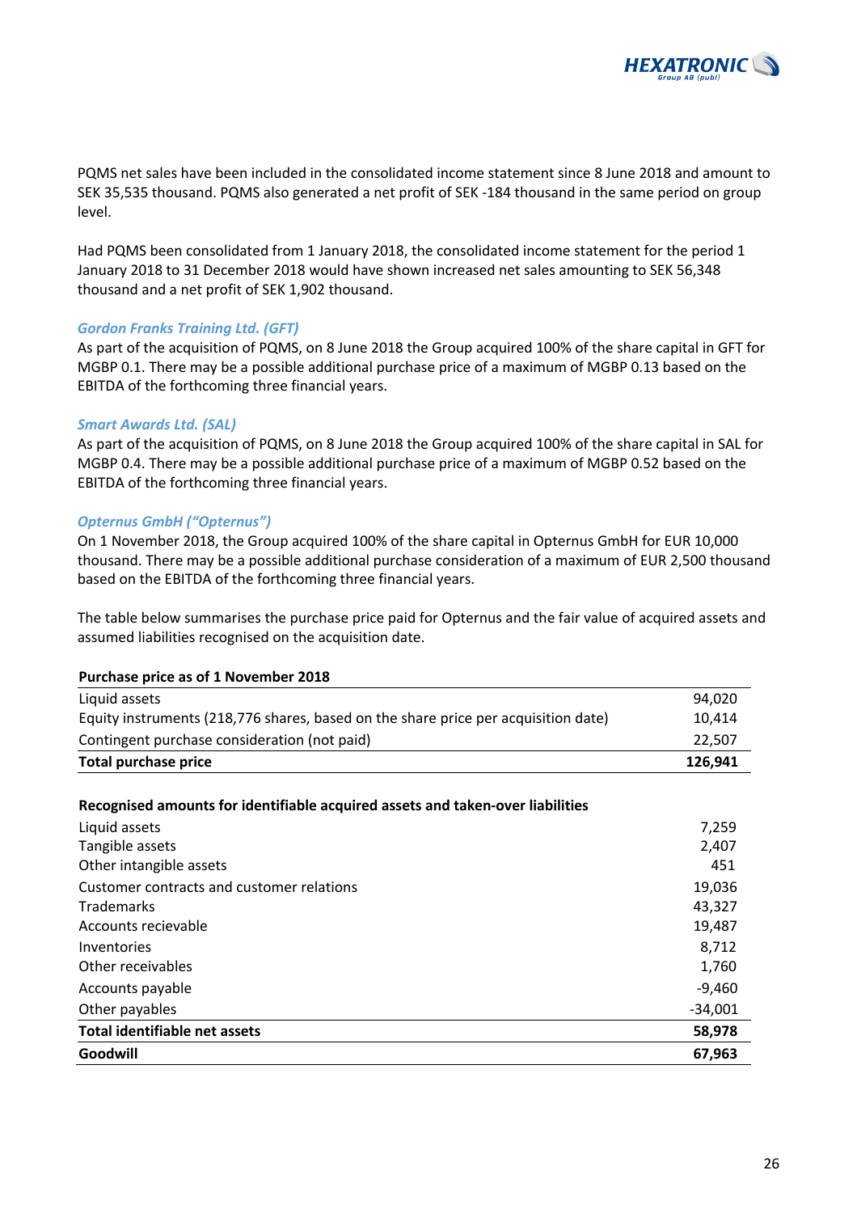PQMS net sales have been included in the consolidated income statement since 8 June 2018 and amount to SEK 35,535 thousand. PQMS also generated a net profit of SEK -184 thousand in the same period on group level.

Had PQMS been consolidated from 1 January 2018, the consolidated income statement for the period 1 January 2018 to 31 December 2018 would have shown increased net sales amounting to SEK 56,348 thousand and a net profit of SEK 1,902 thousand.

### *Gordon Franks Training Ltd. (GFT)*

As part of the acquisition of PQMS, on 8 June 2018 the Group acquired 100% of the share capital in GFT for MGBP 0.1. There may be a possible additional purchase price of a maximum of MGBP 0.13 based on the EBITDA of the forthcoming three financial years.

### *Smart Awards Ltd. (SAL)*

As part of the acquisition of PQMS, on 8 June 2018 the Group acquired 100% of the share capital in SAL for MGBP 0.4. There may be a possible additional purchase price of a maximum of MGBP 0.52 based on the EBITDA of the forthcoming three financial years.

### *Opternus GmbH ("Opternus")*

On 1 November 2018, the Group acquired 100% of the share capital in Opternus GmbH for EUR 10,000 thousand. There may be a possible additional purchase consideration of a maximum of EUR 2,500 thousand based on the EBITDA of the forthcoming three financial years.

The table below summarises the purchase price paid for Opternus and the fair value of acquired assets and assumed liabilities recognised on the acquisition date.

| **Purchase price as of 1 November 2018** | |
|---|---|
| Liquid assets | 94,020 |
| Equity instruments (218,776 shares, based on the share price per acquisition date) | 10,414 |
| Contingent purchase consideration (not paid) | 22,507 |
| **Total purchase price** | **126,941** |

| **Recognised amounts for identifiable acquired assets and taken-over liabilities** | |
|---|---|
| Liquid assets | 7,259 |
| Tangible assets | 2,407 |
| Other intangible assets | 451 |
| Customer contracts and customer relations | 19,036 |
| Trademarks | 43,327 |
| Accounts recievable | 19,487 |
| Inventories | 8,712 |
| Other receivables | 1,760 |
| Accounts payable | -9,460 |
| Other payables | -34,001 |
| **Total identifiable net assets** | **58,978** |
| **Goodwill** | **67,963** |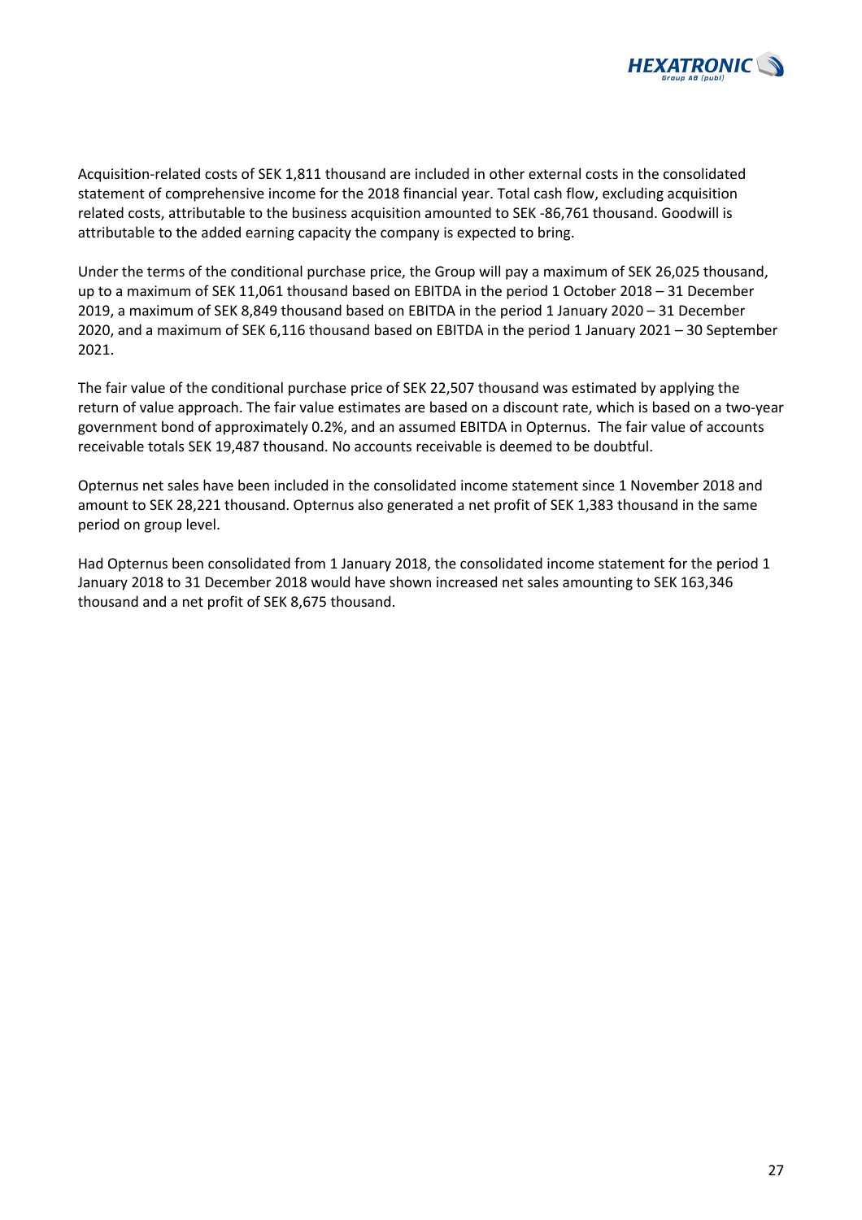Acquisition-related costs of SEK 1,811 thousand are included in other external costs in the consolidated statement of comprehensive income for the 2018 financial year. Total cash flow, excluding acquisition related costs, attributable to the business acquisition amounted to SEK -86,761 thousand. Goodwill is attributable to the added earning capacity the company is expected to bring.

Under the terms of the conditional purchase price, the Group will pay a maximum of SEK 26,025 thousand, up to a maximum of SEK 11,061 thousand based on EBITDA in the period 1 October 2018 – 31 December 2019, a maximum of SEK 8,849 thousand based on EBITDA in the period 1 January 2020 – 31 December 2020, and a maximum of SEK 6,116 thousand based on EBITDA in the period 1 January 2021 – 30 September 2021.

The fair value of the conditional purchase price of SEK 22,507 thousand was estimated by applying the return of value approach. The fair value estimates are based on a discount rate, which is based on a two-year government bond of approximately 0.2%, and an assumed EBITDA in Opternus. The fair value of accounts receivable totals SEK 19,487 thousand. No accounts receivable is deemed to be doubtful.

Opternus net sales have been included in the consolidated income statement since 1 November 2018 and amount to SEK 28,221 thousand. Opternus also generated a net profit of SEK 1,383 thousand in the same period on group level.

Had Opternus been consolidated from 1 January 2018, the consolidated income statement for the period 1 January 2018 to 31 December 2018 would have shown increased net sales amounting to SEK 163,346 thousand and a net profit of SEK 8,675 thousand.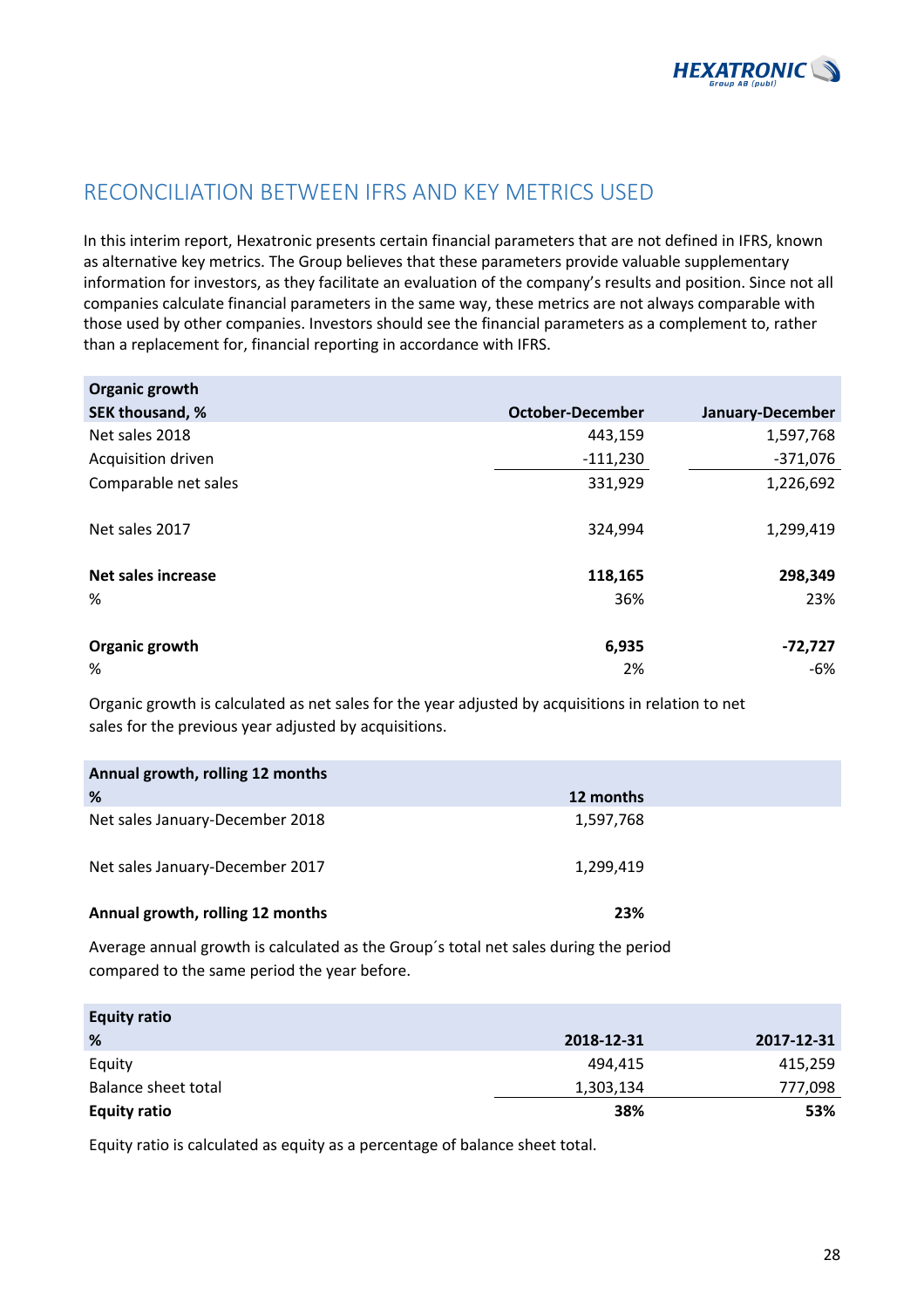# RECONCILIATION BETWEEN IFRS AND KEY METRICS USED

In this interim report, Hexatronic presents certain financial parameters that are not defined in IFRS, known as alternative key metrics. The Group believes that these parameters provide valuable supplementary information for investors, as they facilitate an evaluation of the company's results and position. Since not all companies calculate financial parameters in the same way, these metrics are not always comparable with those used by other companies. Investors should see the financial parameters as a complement to, rather than a replacement for, financial reporting in accordance with IFRS.

| **Organic growth**<br>**SEK thousand, %** | **October-December** | **January-December** |
|---|---:|---:|
| Net sales 2018 | 443,159 | 1,597,768 |
| Acquisition driven | -111,230 | -371,076 |
| Comparable net sales | 331,929 | 1,226,692 |
| | | |
| Net sales 2017 | 324,994 | 1,299,419 |
| | | |
| **Net sales increase** | **118,165** | **298,349** |
| % | 36% | 23% |
| | | |
| **Organic growth** | **6,935** | **-72,727** |
| % | 2% | -6% |

Organic growth is calculated as net sales for the year adjusted by acquisitions in relation to net sales for the previous year adjusted by acquisitions.

| **Annual growth, rolling 12 months**<br>**%** | **12 months** |
|---|---:|
| Net sales January-December 2018 | 1,597,768 |
| | |
| Net sales January-December 2017 | 1,299,419 |
| | |
| **Annual growth, rolling 12 months** | **23%** |

Average annual growth is calculated as the Group´s total net sales during the period compared to the same period the year before.

| **Equity ratio**<br>**%** | **2018-12-31** | **2017-12-31** |
|---|---:|---:|
| Equity | 494,415 | 415,259 |
| Balance sheet total | 1,303,134 | 777,098 |
| **Equity ratio** | **38%** | **53%** |

Equity ratio is calculated as equity as a percentage of balance sheet total.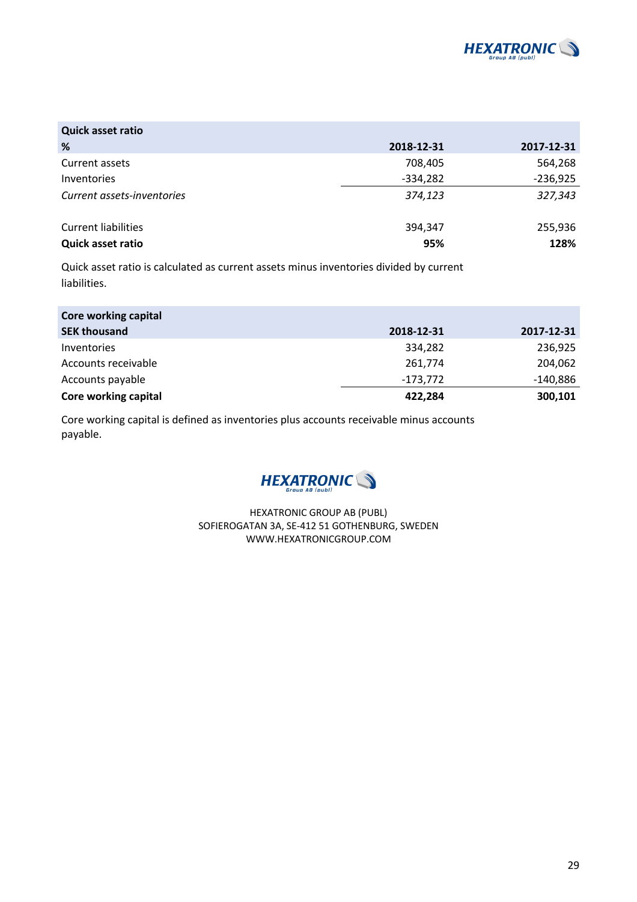| Quick asset ratio | | |
| --- | --- | --- |
| **%** | **2018-12-31** | **2017-12-31** |
| Current assets | 708,405 | 564,268 |
| Inventories | -334,282 | -236,925 |
| *Current assets-inventories* | *374,123* | *327,343* |
| | | |
| Current liabilities | 394,347 | 255,936 |
| **Quick asset ratio** | **95%** | **128%** |

Quick asset ratio is calculated as current assets minus inventories divided by current liabilities.

| Core working capital | | |
| --- | --- | --- |
| **SEK thousand** | **2018-12-31** | **2017-12-31** |
| Inventories | 334,282 | 236,925 |
| Accounts receivable | 261,774 | 204,062 |
| Accounts payable | -173,772 | -140,886 |
| **Core working capital** | **422,284** | **300,101** |

Core working capital is defined as inventories plus accounts receivable minus accounts payable.

HEXATRONIC GROUP AB (PUBL)
SOFIEROGATAN 3A, SE-412 51 GOTHENBURG, SWEDEN
WWW.HEXATRONICGROUP.COM